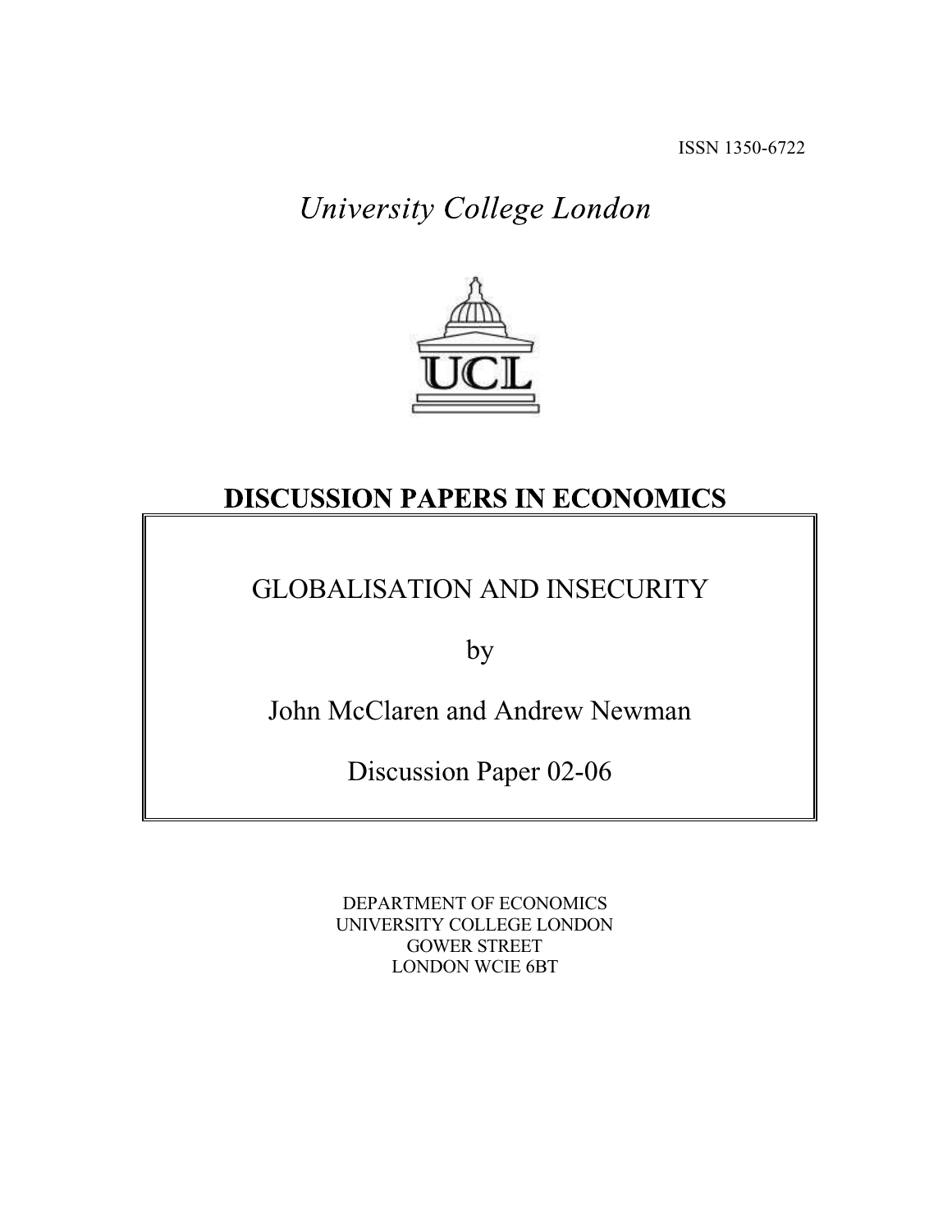ISSN 1350-6722

*University College London*

# DISCUSSION PAPERS IN ECONOMICS

GLOBALISATION AND INSECURITY

by

John McClaren and Andrew Newman

Discussion Paper 02-06

DEPARTMENT OF ECONOMICS
UNIVERSITY COLLEGE LONDON
GOWER STREET
LONDON WCIE 6BT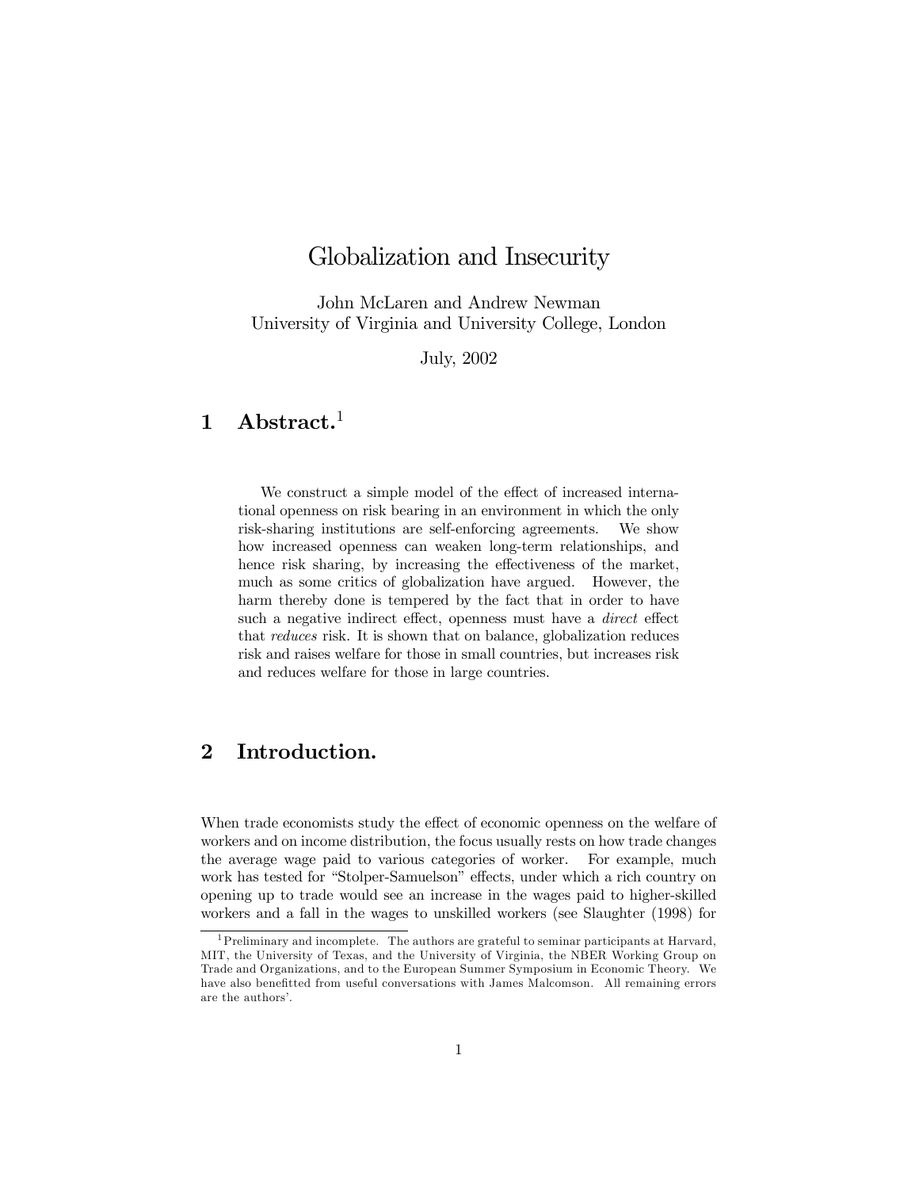# Globalization and Insecurity

John McLaren and Andrew Newman
University of Virginia and University College, London

July, 2002

## 1 Abstract.[1]

We construct a simple model of the effect of increased international openness on risk bearing in an environment in which the only risk-sharing institutions are self-enforcing agreements. We show how increased openness can weaken long-term relationships, and hence risk sharing, by increasing the effectiveness of the market, much as some critics of globalization have argued. However, the harm thereby done is tempered by the fact that in order to have such a negative indirect effect, openness must have a *direct* effect that *reduces* risk. It is shown that on balance, globalization reduces risk and raises welfare for those in small countries, but increases risk and reduces welfare for those in large countries.

## 2 Introduction.

When trade economists study the effect of economic openness on the welfare of workers and on income distribution, the focus usually rests on how trade changes the average wage paid to various categories of worker. For example, much work has tested for "Stolper-Samuelson" effects, under which a rich country on opening up to trade would see an increase in the wages paid to higher-skilled workers and a fall in the wages to unskilled workers (see Slaughter (1998) for

[1] Preliminary and incomplete. The authors are grateful to seminar participants at Harvard, MIT, the University of Texas, and the University of Virginia, the NBER Working Group on Trade and Organizations, and to the European Summer Symposium in Economic Theory. We have also benefitted from useful conversations with James Malcomson. All remaining errors are the authors'.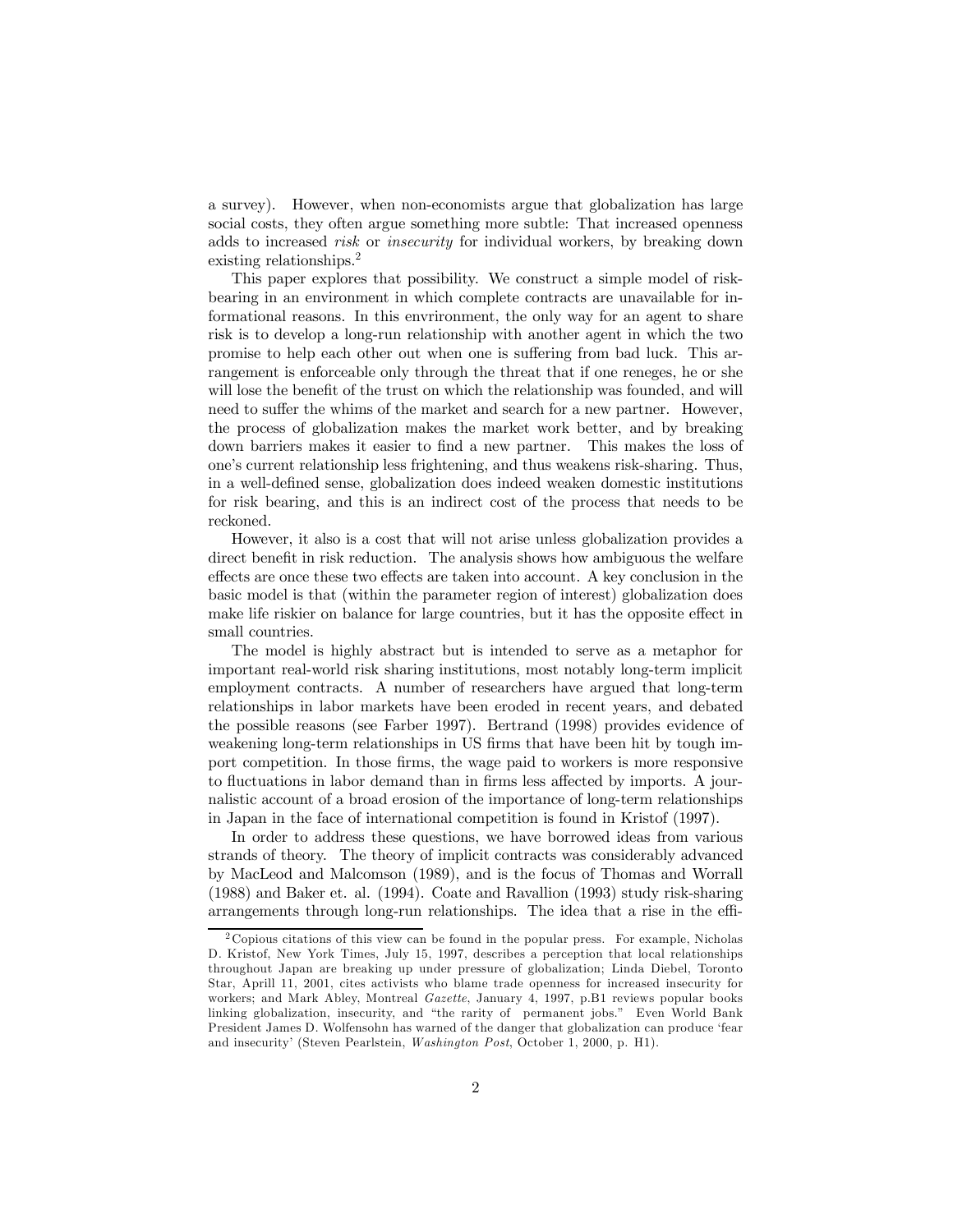a survey). However, when non-economists argue that globalization has large social costs, they often argue something more subtle: That increased openness adds to increased *risk* or *insecurity* for individual workers, by breaking down existing relationships.[2]

This paper explores that possibility. We construct a simple model of risk-bearing in an environment in which complete contracts are unavailable for informational reasons. In this envrironment, the only way for an agent to share risk is to develop a long-run relationship with another agent in which the two promise to help each other out when one is suffering from bad luck. This arrangement is enforceable only through the threat that if one reneges, he or she will lose the benefit of the trust on which the relationship was founded, and will need to suffer the whims of the market and search for a new partner. However, the process of globalization makes the market work better, and by breaking down barriers makes it easier to find a new partner. This makes the loss of one's current relationship less frightening, and thus weakens risk-sharing. Thus, in a well-defined sense, globalization does indeed weaken domestic institutions for risk bearing, and this is an indirect cost of the process that needs to be reckoned.

However, it also is a cost that will not arise unless globalization provides a direct benefit in risk reduction. The analysis shows how ambiguous the welfare effects are once these two effects are taken into account. A key conclusion in the basic model is that (within the parameter region of interest) globalization does make life riskier on balance for large countries, but it has the opposite effect in small countries.

The model is highly abstract but is intended to serve as a metaphor for important real-world risk sharing institutions, most notably long-term implicit employment contracts. A number of researchers have argued that long-term relationships in labor markets have been eroded in recent years, and debated the possible reasons (see Farber 1997). Bertrand (1998) provides evidence of weakening long-term relationships in US firms that have been hit by tough import competition. In those firms, the wage paid to workers is more responsive to fluctuations in labor demand than in firms less affected by imports. A journalistic account of a broad erosion of the importance of long-term relationships in Japan in the face of international competition is found in Kristof (1997).

In order to address these questions, we have borrowed ideas from various strands of theory. The theory of implicit contracts was considerably advanced by MacLeod and Malcomson (1989), and is the focus of Thomas and Worrall (1988) and Baker et. al. (1994). Coate and Ravallion (1993) study risk-sharing arrangements through long-run relationships. The idea that a rise in the effi-

[2] Copious citations of this view can be found in the popular press. For example, Nicholas D. Kristof, New York Times, July 15, 1997, describes a perception that local relationships throughout Japan are breaking up under pressure of globalization; Linda Diebel, Toronto Star, Aprill 11, 2001, cites activists who blame trade openness for increased insecurity for workers; and Mark Abley, Montreal *Gazette*, January 4, 1997, p.B1 reviews popular books linking globalization, insecurity, and "the rarity of permanent jobs." Even World Bank President James D. Wolfensohn has warned of the danger that globalization can produce 'fear and insecurity' (Steven Pearlstein, *Washington Post*, October 1, 2000, p. H1).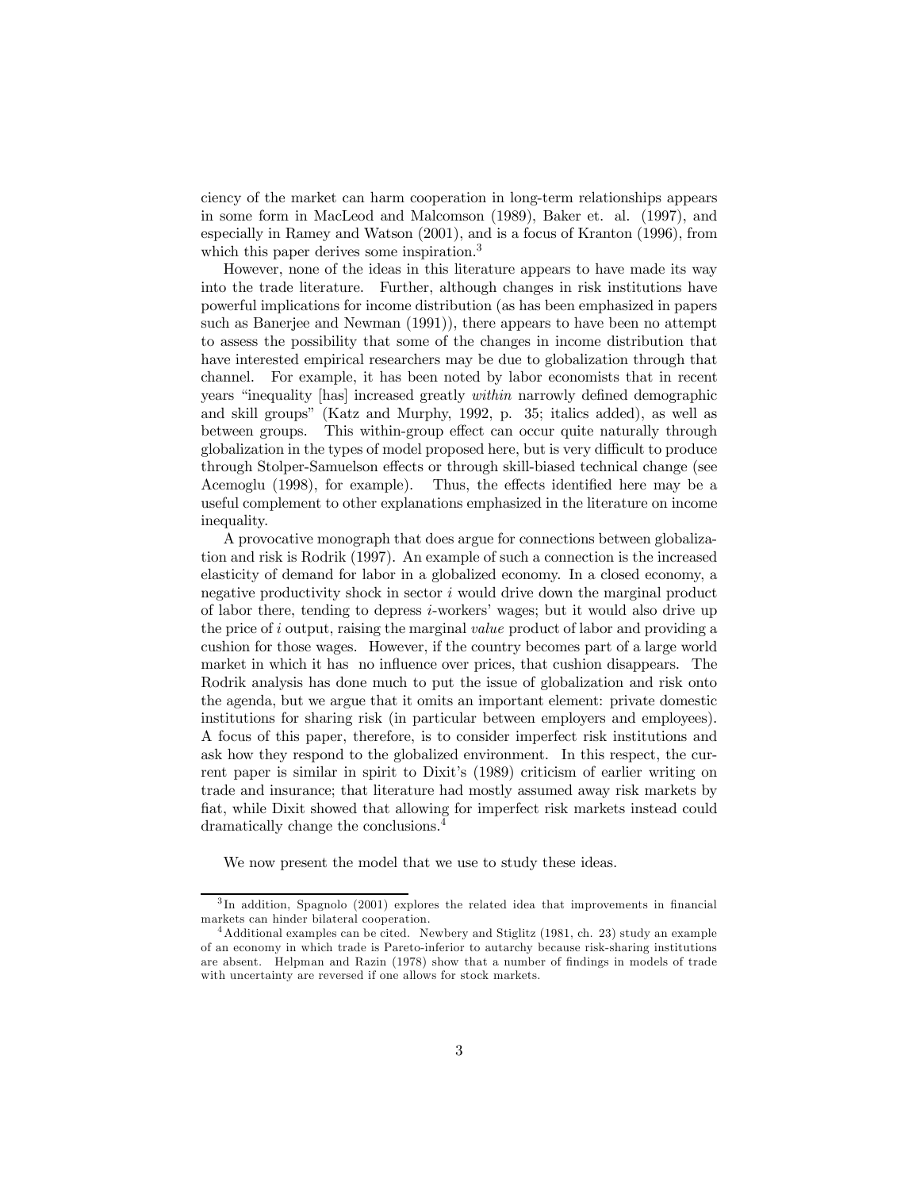ciency of the market can harm cooperation in long-term relationships appears in some form in MacLeod and Malcomson (1989), Baker et. al. (1997), and especially in Ramey and Watson (2001), and is a focus of Kranton (1996), from which this paper derives some inspiration.[3]

However, none of the ideas in this literature appears to have made its way into the trade literature. Further, although changes in risk institutions have powerful implications for income distribution (as has been emphasized in papers such as Banerjee and Newman (1991)), there appears to have been no attempt to assess the possibility that some of the changes in income distribution that have interested empirical researchers may be due to globalization through that channel. For example, it has been noted by labor economists that in recent years "inequality [has] increased greatly *within* narrowly defined demographic and skill groups" (Katz and Murphy, 1992, p. 35; italics added), as well as between groups. This within-group effect can occur quite naturally through globalization in the types of model proposed here, but is very difficult to produce through Stolper-Samuelson effects or through skill-biased technical change (see Acemoglu (1998), for example). Thus, the effects identified here may be a useful complement to other explanations emphasized in the literature on income inequality.

A provocative monograph that does argue for connections between globalization and risk is Rodrik (1997). An example of such a connection is the increased elasticity of demand for labor in a globalized economy. In a closed economy, a negative productivity shock in sector $i$ would drive down the marginal product of labor there, tending to depress $i$-workers' wages; but it would also drive up the price of $i$ output, raising the marginal *value* product of labor and providing a cushion for those wages. However, if the country becomes part of a large world market in which it has no influence over prices, that cushion disappears. The Rodrik analysis has done much to put the issue of globalization and risk onto the agenda, but we argue that it omits an important element: private domestic institutions for sharing risk (in particular between employers and employees). A focus of this paper, therefore, is to consider imperfect risk institutions and ask how they respond to the globalized environment. In this respect, the current paper is similar in spirit to Dixit's (1989) criticism of earlier writing on trade and insurance; that literature had mostly assumed away risk markets by fiat, while Dixit showed that allowing for imperfect risk markets instead could dramatically change the conclusions.[4]

We now present the model that we use to study these ideas.

[3] In addition, Spagnolo (2001) explores the related idea that improvements in financial markets can hinder bilateral cooperation.

[4] Additional examples can be cited. Newbery and Stiglitz (1981, ch. 23) study an example of an economy in which trade is Pareto-inferior to autarchy because risk-sharing institutions are absent. Helpman and Razin (1978) show that a number of findings in models of trade with uncertainty are reversed if one allows for stock markets.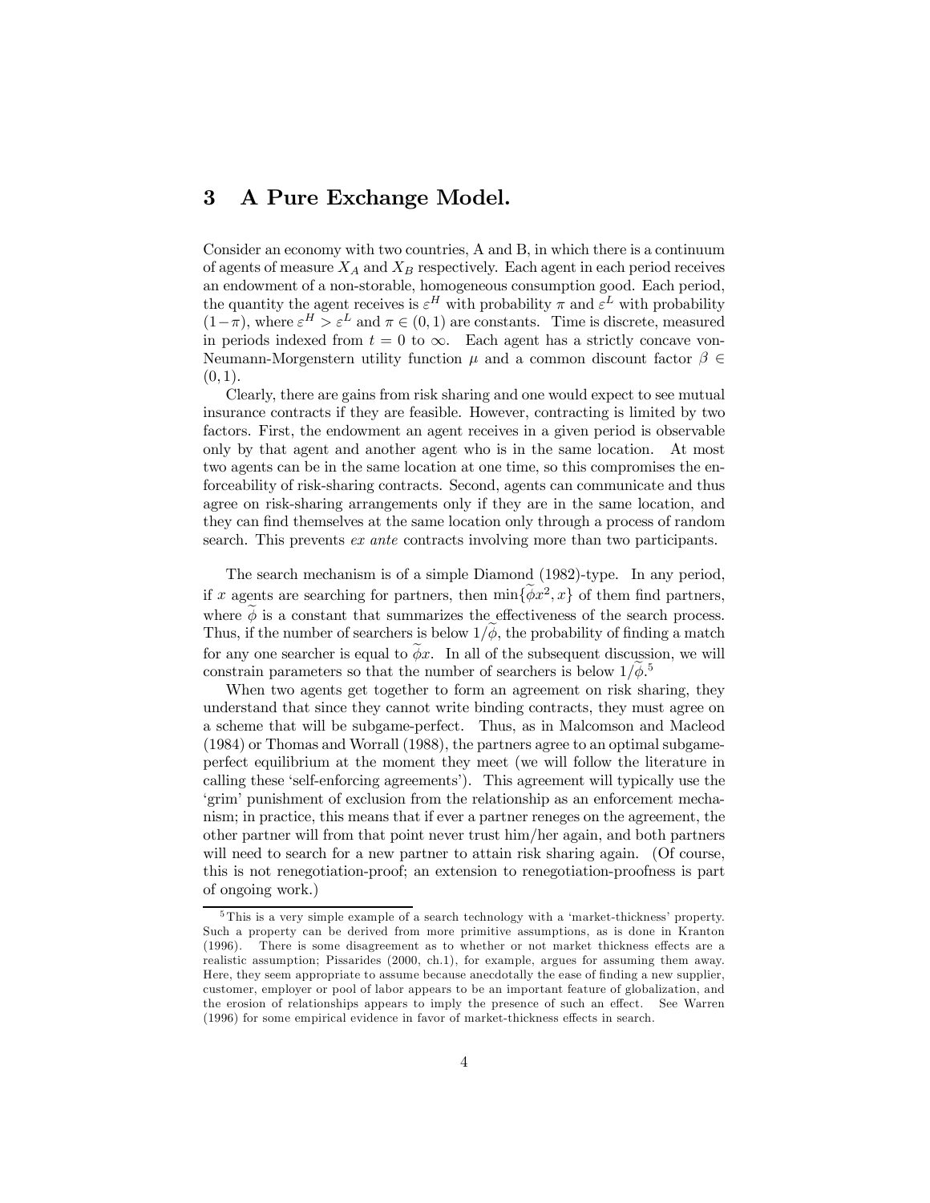# 3 A Pure Exchange Model.

Consider an economy with two countries, A and B, in which there is a continuum of agents of measure $X_A$ and $X_B$ respectively. Each agent in each period receives an endowment of a non-storable, homogeneous consumption good. Each period, the quantity the agent receives is $\varepsilon^H$ with probability $\pi$ and $\varepsilon^L$ with probability $(1-\pi)$, where $\varepsilon^H > \varepsilon^L$ and $\pi \in (0,1)$ are constants. Time is discrete, measured in periods indexed from $t = 0$ to $\infty$. Each agent has a strictly concave von-Neumann-Morgenstern utility function $\mu$ and a common discount factor $\beta \in (0,1)$.

Clearly, there are gains from risk sharing and one would expect to see mutual insurance contracts if they are feasible. However, contracting is limited by two factors. First, the endowment an agent receives in a given period is observable only by that agent and another agent who is in the same location. At most two agents can be in the same location at one time, so this compromises the enforceability of risk-sharing contracts. Second, agents can communicate and thus agree on risk-sharing arrangements only if they are in the same location, and they can find themselves at the same location only through a process of random search. This prevents *ex ante* contracts involving more than two participants.

The search mechanism is of a simple Diamond (1982)-type. In any period, if $x$ agents are searching for partners, then $\min\{\widetilde{\phi}x^2, x\}$ of them find partners, where $\widetilde{\phi}$ is a constant that summarizes the effectiveness of the search process. Thus, if the number of searchers is below $1/\widetilde{\phi}$, the probability of finding a match for any one searcher is equal to $\widetilde{\phi}x$. In all of the subsequent discussion, we will constrain parameters so that the number of searchers is below $1/\widetilde{\phi}$.[5]

When two agents get together to form an agreement on risk sharing, they understand that since they cannot write binding contracts, they must agree on a scheme that will be subgame-perfect. Thus, as in Malcomson and Macleod (1984) or Thomas and Worrall (1988), the partners agree to an optimal subgame-perfect equilibrium at the moment they meet (we will follow the literature in calling these 'self-enforcing agreements'). This agreement will typically use the 'grim' punishment of exclusion from the relationship as an enforcement mechanism; in practice, this means that if ever a partner reneges on the agreement, the other partner will from that point never trust him/her again, and both partners will need to search for a new partner to attain risk sharing again. (Of course, this is not renegotiation-proof; an extension to renegotiation-proofness is part of ongoing work.)

---

[5] This is a very simple example of a search technology with a 'market-thickness' property. Such a property can be derived from more primitive assumptions, as is done in Kranton (1996). There is some disagreement as to whether or not market thickness effects are a realistic assumption; Pissarides (2000, ch.1), for example, argues for assuming them away. Here, they seem appropriate to assume because anecdotally the ease of finding a new supplier, customer, employer or pool of labor appears to be an important feature of globalization, and the erosion of relationships appears to imply the presence of such an effect. See Warren (1996) for some empirical evidence in favor of market-thickness effects in search.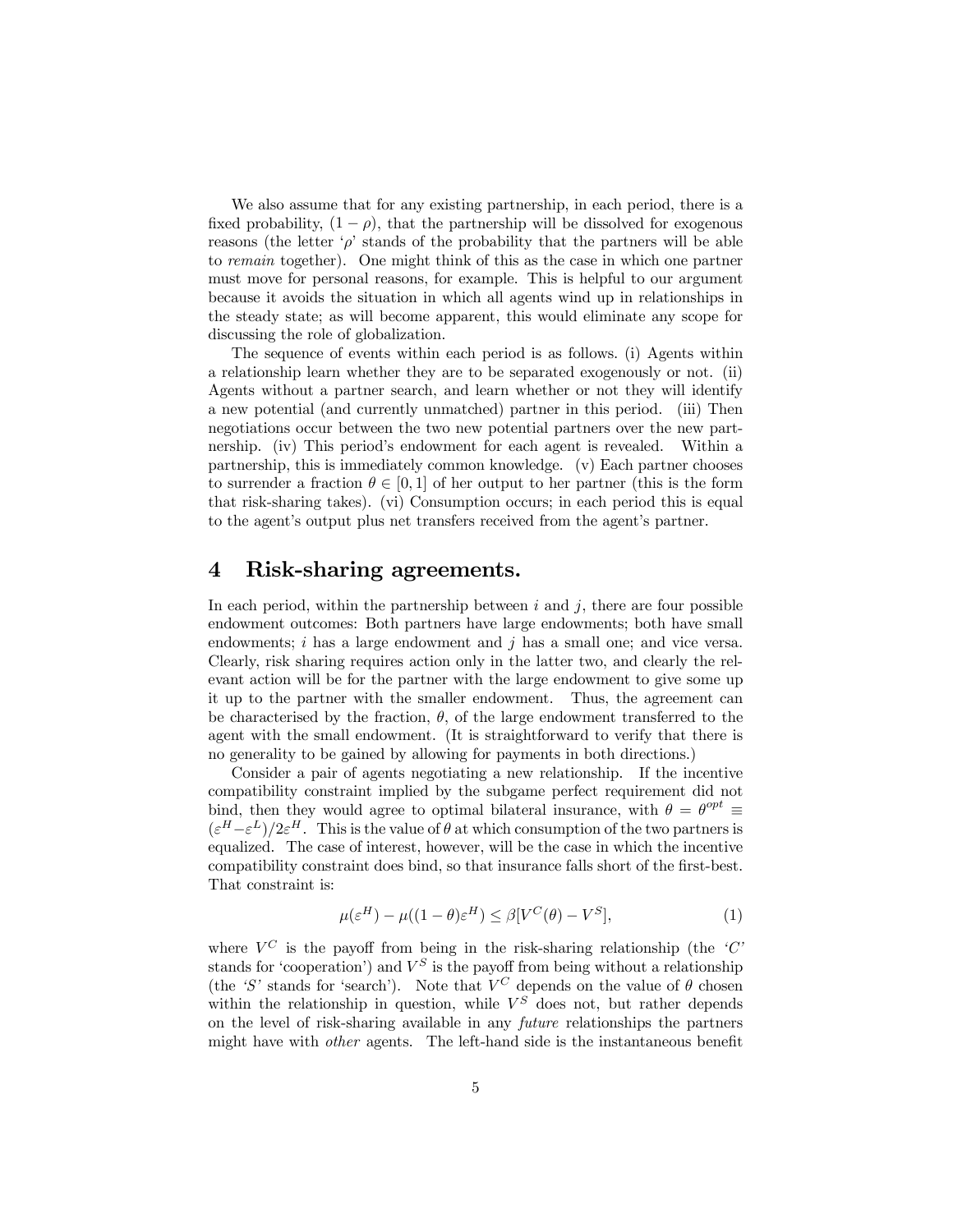We also assume that for any existing partnership, in each period, there is a fixed probability, $(1-\rho)$, that the partnership will be dissolved for exogenous reasons (the letter '$\rho$' stands of the probability that the partners will be able to *remain* together). One might think of this as the case in which one partner must move for personal reasons, for example. This is helpful to our argument because it avoids the situation in which all agents wind up in relationships in the steady state; as will become apparent, this would eliminate any scope for discussing the role of globalization.

The sequence of events within each period is as follows. (i) Agents within a relationship learn whether they are to be separated exogenously or not. (ii) Agents without a partner search, and learn whether or not they will identify a new potential (and currently unmatched) partner in this period. (iii) Then negotiations occur between the two new potential partners over the new partnership. (iv) This period's endowment for each agent is revealed. Within a partnership, this is immediately common knowledge. (v) Each partner chooses to surrender a fraction $\theta \in [0,1]$ of her output to her partner (this is the form that risk-sharing takes). (vi) Consumption occurs; in each period this is equal to the agent's output plus net transfers received from the agent's partner.

# 4 Risk-sharing agreements.

In each period, within the partnership between $i$ and $j$, there are four possible endowment outcomes: Both partners have large endowments; both have small endowments; $i$ has a large endowment and $j$ has a small one; and vice versa. Clearly, risk sharing requires action only in the latter two, and clearly the relevant action will be for the partner with the large endowment to give some up it up to the partner with the smaller endowment. Thus, the agreement can be characterised by the fraction, $\theta$, of the large endowment transferred to the agent with the small endowment. (It is straightforward to verify that there is no generality to be gained by allowing for payments in both directions.)

Consider a pair of agents negotiating a new relationship. If the incentive compatibility constraint implied by the subgame perfect requirement did not bind, then they would agree to optimal bilateral insurance, with $\theta = \theta^{opt} \equiv (\varepsilon^H - \varepsilon^L)/2\varepsilon^H$. This is the value of $\theta$ at which consumption of the two partners is equalized. The case of interest, however, will be the case in which the incentive compatibility constraint does bind, so that insurance falls short of the first-best. That constraint is:

$$\mu(\varepsilon^H) - \mu((1-\theta)\varepsilon^H) \leq \beta[V^C(\theta) - V^S], \tag{1}$$

where $V^C$ is the payoff from being in the risk-sharing relationship (the '$C$' stands for 'cooperation') and $V^S$ is the payoff from being without a relationship (the '$S$' stands for 'search'). Note that $V^C$ depends on the value of $\theta$ chosen within the relationship in question, while $V^S$ does not, but rather depends on the level of risk-sharing available in any *future* relationships the partners might have with *other* agents. The left-hand side is the instantaneous benefit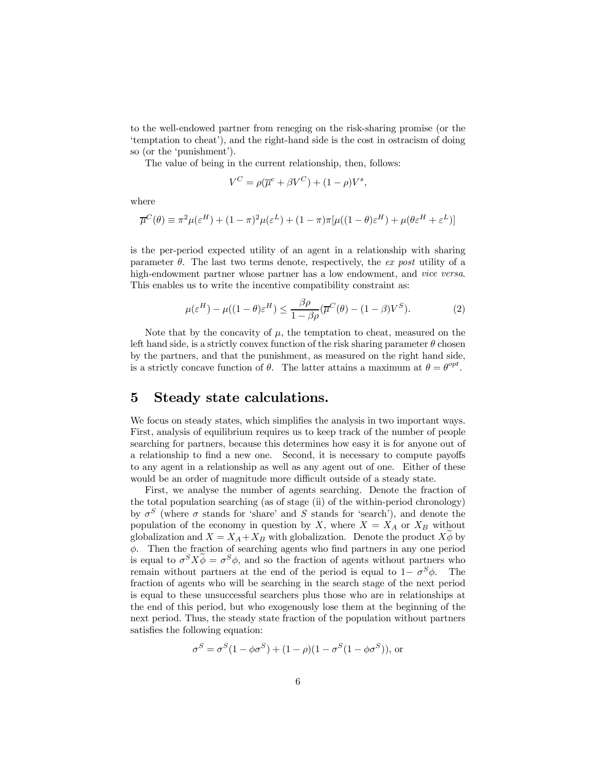to the well-endowed partner from reneging on the risk-sharing promise (or the 'temptation to cheat'), and the right-hand side is the cost in ostracism of doing so (or the 'punishment').

The value of being in the current relationship, then, follows:

$$V^C = \rho(\overline{\mu}^c + \beta V^C) + (1-\rho)V^s,$$

where

$$\overline{\mu}^C(\theta) \equiv \pi^2\mu(\varepsilon^H) + (1-\pi)^2\mu(\varepsilon^L) + (1-\pi)\pi[\mu((1-\theta)\varepsilon^H) + \mu(\theta\varepsilon^H + \varepsilon^L)]$$

is the per-period expected utility of an agent in a relationship with sharing parameter $\theta$. The last two terms denote, respectively, the *ex post* utility of a high-endowment partner whose partner has a low endowment, and *vice versa*. This enables us to write the incentive compatibility constraint as:

$$\mu(\varepsilon^H) - \mu((1-\theta)\varepsilon^H) \leq \frac{\beta\rho}{1-\beta\rho}(\overline{\mu}^C(\theta) - (1-\beta)V^S). \tag{2}$$

Note that by the concavity of $\mu$, the temptation to cheat, measured on the left hand side, is a strictly convex function of the risk sharing parameter $\theta$ chosen by the partners, and that the punishment, as measured on the right hand side, is a strictly concave function of $\theta$. The latter attains a maximum at $\theta = \theta^{opt}$.

# 5 Steady state calculations.

We focus on steady states, which simplifies the analysis in two important ways. First, analysis of equilibrium requires us to keep track of the number of people searching for partners, because this determines how easy it is for anyone out of a relationship to find a new one. Second, it is necessary to compute payoffs to any agent in a relationship as well as any agent out of one. Either of these would be an order of magnitude more difficult outside of a steady state.

First, we analyse the number of agents searching. Denote the fraction of the total population searching (as of stage (ii) of the within-period chronology) by $\sigma^S$ (where $\sigma$ stands for 'share' and $S$ stands for 'search'), and denote the population of the economy in question by $X$, where $X = X_A$ or $X_B$ without globalization and $X = X_A + X_B$ with globalization. Denote the product $X\widetilde{\phi}$ by $\phi$. Then the fraction of searching agents who find partners in any one period is equal to $\sigma^S X\widetilde{\phi} = \sigma^S\phi$, and so the fraction of agents without partners who remain without partners at the end of the period is equal to $1-\sigma^S\phi$. The fraction of agents who will be searching in the search stage of the next period is equal to these unsuccessful searchers plus those who are in relationships at the end of this period, but who exogenously lose them at the beginning of the next period. Thus, the steady state fraction of the population without partners satisfies the following equation:

$$\sigma^S = \sigma^S(1-\phi\sigma^S) + (1-\rho)(1-\sigma^S(1-\phi\sigma^S)), \text{ or}$$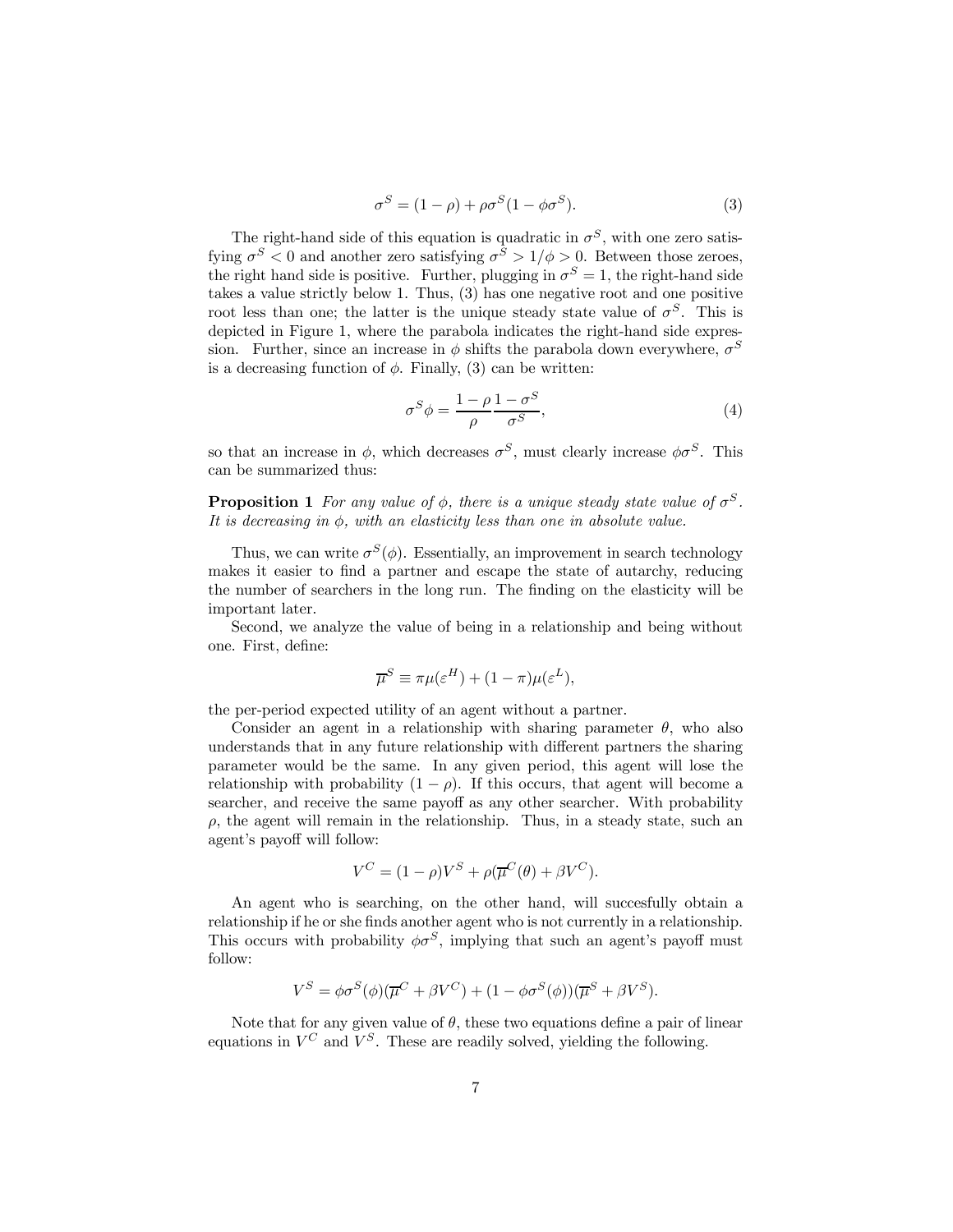$$\sigma^S = (1-\rho) + \rho\sigma^S(1-\phi\sigma^S). \tag{3}$$

The right-hand side of this equation is quadratic in $\sigma^S$, with one zero satisfying $\sigma^S < 0$ and another zero satisfying $\sigma^S > 1/\phi > 0$. Between those zeroes, the right hand side is positive. Further, plugging in $\sigma^S = 1$, the right-hand side takes a value strictly below 1. Thus, (3) has one negative root and one positive root less than one; the latter is the unique steady state value of $\sigma^S$. This is depicted in Figure 1, where the parabola indicates the right-hand side expression. Further, since an increase in $\phi$ shifts the parabola down everywhere, $\sigma^S$ is a decreasing function of $\phi$. Finally, (3) can be written:

$$\sigma^S\phi = \frac{1-\rho}{\rho}\frac{1-\sigma^S}{\sigma^S}, \tag{4}$$

so that an increase in $\phi$, which decreases $\sigma^S$, must clearly increase $\phi\sigma^S$. This can be summarized thus:

**Proposition 1** *For any value of $\phi$, there is a unique steady state value of $\sigma^S$. It is decreasing in $\phi$, with an elasticity less than one in absolute value.*

Thus, we can write $\sigma^S(\phi)$. Essentially, an improvement in search technology makes it easier to find a partner and escape the state of autarchy, reducing the number of searchers in the long run. The finding on the elasticity will be important later.

Second, we analyze the value of being in a relationship and being without one. First, define:

$$\overline{\mu}^S \equiv \pi\mu(\varepsilon^H) + (1-\pi)\mu(\varepsilon^L),$$

the per-period expected utility of an agent without a partner.

Consider an agent in a relationship with sharing parameter $\theta$, who also understands that in any future relationship with different partners the sharing parameter would be the same. In any given period, this agent will lose the relationship with probability $(1-\rho)$. If this occurs, that agent will become a searcher, and receive the same payoff as any other searcher. With probability $\rho$, the agent will remain in the relationship. Thus, in a steady state, such an agent's payoff will follow:

$$V^C = (1-\rho)V^S + \rho(\overline{\mu}^C(\theta) + \beta V^C).$$

An agent who is searching, on the other hand, will succesfully obtain a relationship if he or she finds another agent who is not currently in a relationship. This occurs with probability $\phi\sigma^S$, implying that such an agent's payoff must follow:

$$V^S = \phi\sigma^S(\phi)(\overline{\mu}^C + \beta V^C) + (1-\phi\sigma^S(\phi))(\overline{\mu}^S + \beta V^S).$$

Note that for any given value of $\theta$, these two equations define a pair of linear equations in $V^C$ and $V^S$. These are readily solved, yielding the following.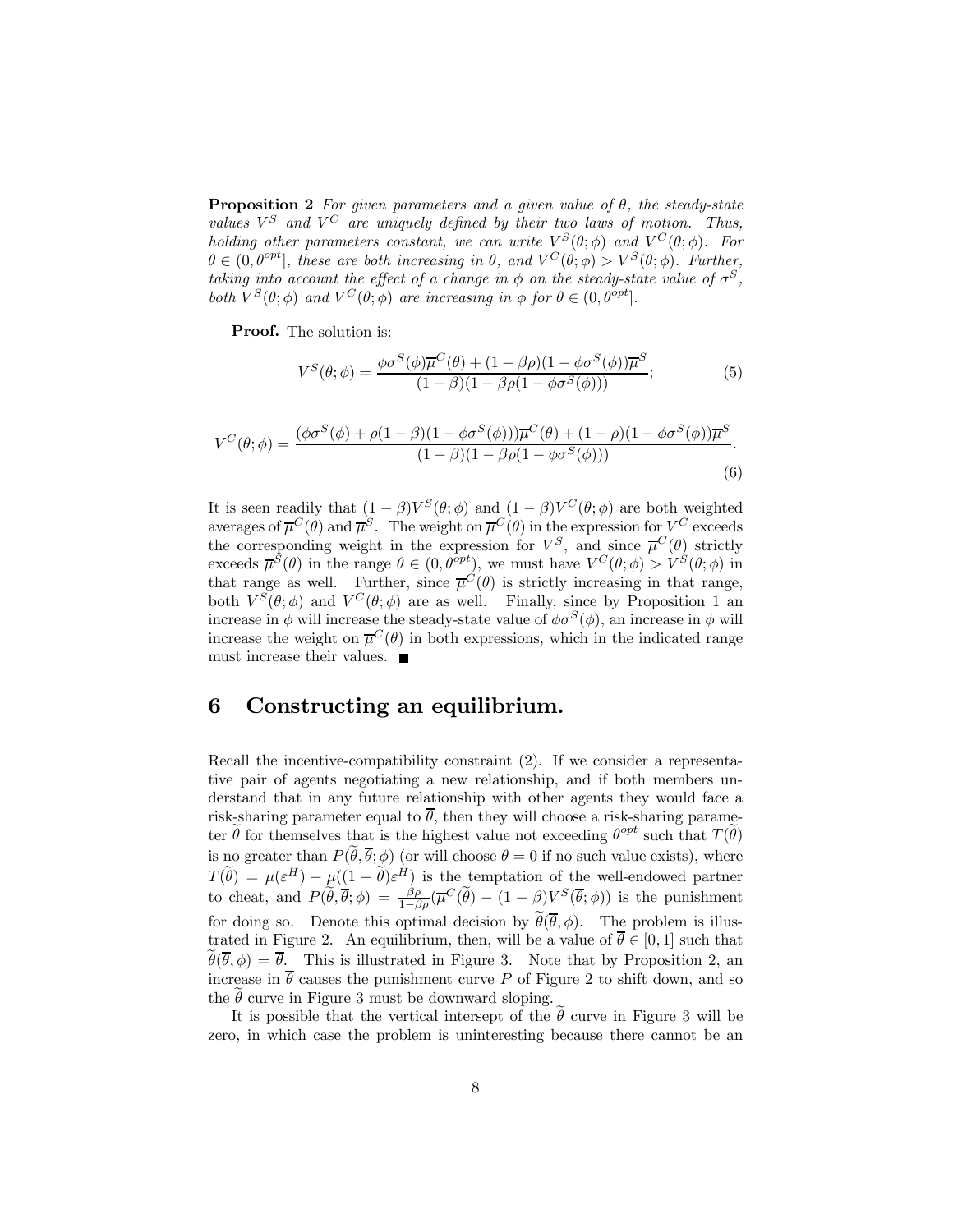**Proposition 2** *For given parameters and a given value of $\theta$, the steady-state values $V^S$ and $V^C$ are uniquely defined by their two laws of motion. Thus, holding other parameters constant, we can write $V^S(\theta;\phi)$ and $V^C(\theta;\phi)$. For $\theta \in (0, \theta^{opt}]$, these are both increasing in $\theta$, and $V^C(\theta;\phi) > V^S(\theta;\phi)$. Further, taking into account the effect of a change in $\phi$ on the steady-state value of $\sigma^S$, both $V^S(\theta;\phi)$ and $V^C(\theta;\phi)$ are increasing in $\phi$ for $\theta \in (0, \theta^{opt}]$.*

**Proof.** The solution is:

$$V^S(\theta;\phi) = \frac{\phi\sigma^S(\phi)\overline{\mu}^C(\theta) + (1-\beta\rho)(1-\phi\sigma^S(\phi))\overline{\mu}^S}{(1-\beta)(1-\beta\rho(1-\phi\sigma^S(\phi)))}; \tag{5}$$

$$V^C(\theta;\phi) = \frac{(\phi\sigma^S(\phi) + \rho(1-\beta)(1-\phi\sigma^S(\phi)))\overline{\mu}^C(\theta) + (1-\rho)(1-\phi\sigma^S(\phi))\overline{\mu}^S}{(1-\beta)(1-\beta\rho(1-\phi\sigma^S(\phi)))}. \tag{6}$$

It is seen readily that $(1-\beta)V^S(\theta;\phi)$ and $(1-\beta)V^C(\theta;\phi)$ are both weighted averages of $\overline{\mu}^C(\theta)$ and $\overline{\mu}^S$. The weight on $\overline{\mu}^C(\theta)$ in the expression for $V^C$ exceeds the corresponding weight in the expression for $V^S$, and since $\overline{\mu}^C(\theta)$ strictly exceeds $\overline{\mu}^S(\theta)$ in the range $\theta \in (0, \theta^{opt})$, we must have $V^C(\theta;\phi) > V^S(\theta;\phi)$ in that range as well. Further, since $\overline{\mu}^C(\theta)$ is strictly increasing in that range, both $V^S(\theta;\phi)$ and $V^C(\theta;\phi)$ are as well. Finally, since by Proposition 1 an increase in $\phi$ will increase the steady-state value of $\phi\sigma^S(\phi)$, an increase in $\phi$ will increase the weight on $\overline{\mu}^C(\theta)$ in both expressions, which in the indicated range must increase their values. ■

## 6 Constructing an equilibrium.

Recall the incentive-compatibility constraint (2). If we consider a representative pair of agents negotiating a new relationship, and if both members understand that in any future relationship with other agents they would face a risk-sharing parameter equal to $\overline{\theta}$, then they will choose a risk-sharing parameter $\widetilde{\theta}$ for themselves that is the highest value not exceeding $\theta^{opt}$ such that $T(\widetilde{\theta})$ is no greater than $P(\widetilde{\theta}, \overline{\theta}; \phi)$ (or will choose $\theta = 0$ if no such value exists), where $T(\widetilde{\theta}) = \mu(\varepsilon^H) - \mu((1-\widetilde{\theta})\varepsilon^H)$ is the temptation of the well-endowed partner to cheat, and $P(\widetilde{\theta}, \overline{\theta}; \phi) = \frac{\beta\rho}{1-\beta\rho}(\overline{\mu}^C(\widetilde{\theta}) - (1-\beta)V^S(\overline{\theta};\phi))$ is the punishment for doing so. Denote this optimal decision by $\widetilde{\theta}(\overline{\theta}, \phi)$. The problem is illustrated in Figure 2. An equilibrium, then, will be a value of $\overline{\theta} \in [0,1]$ such that $\widetilde{\theta}(\overline{\theta}, \phi) = \overline{\theta}$. This is illustrated in Figure 3. Note that by Proposition 2, an increase in $\overline{\theta}$ causes the punishment curve $P$ of Figure 2 to shift down, and so the $\widetilde{\theta}$ curve in Figure 3 must be downward sloping.

It is possible that the vertical intersept of the $\widetilde{\theta}$ curve in Figure 3 will be zero, in which case the problem is uninteresting because there cannot be an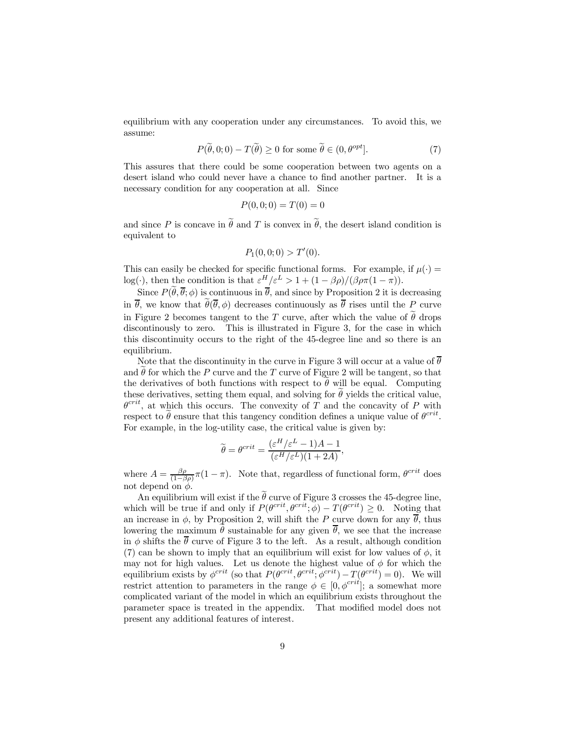equilibrium with any cooperation under any circumstances. To avoid this, we assume:

$$P(\widetilde{\theta}, 0; 0) - T(\widetilde{\theta}) \geq 0 \text{ for some } \widetilde{\theta} \in (0, \theta^{opt}]. \tag{7}$$

This assures that there could be some cooperation between two agents on a desert island who could never have a chance to find another partner. It is a necessary condition for any cooperation at all. Since

$$P(0, 0; 0) = T(0) = 0$$

and since $P$ is concave in $\widetilde{\theta}$ and $T$ is convex in $\widetilde{\theta}$, the desert island condition is equivalent to

$$P_1(0, 0; 0) > T'(0).$$

This can easily be checked for specific functional forms. For example, if $\mu(\cdot) = \log(\cdot)$, then the condition is that $\varepsilon^H/\varepsilon^L > 1 + (1 - \beta\rho)/(\beta\rho\pi(1 - \pi))$.

Since $P(\widetilde{\theta}, \overline{\theta}; \phi)$ is continuous in $\overline{\theta}$, and since by Proposition 2 it is decreasing in $\overline{\theta}$, we know that $\widetilde{\theta}(\overline{\theta}, \phi)$ decreases continuously as $\overline{\theta}$ rises until the $P$ curve in Figure 2 becomes tangent to the $T$ curve, after which the value of $\widetilde{\theta}$ drops discontinously to zero. This is illustrated in Figure 3, for the case in which this discontinuity occurs to the right of the 45-degree line and so there is an equilibrium.

Note that the discontinuity in the curve in Figure 3 will occur at a value of $\overline{\theta}$ and $\widetilde{\theta}$ for which the $P$ curve and the $T$ curve of Figure 2 will be tangent, so that the derivatives of both functions with respect to $\widetilde{\theta}$ will be equal. Computing these derivatives, setting them equal, and solving for $\widetilde{\theta}$ yields the critical value, $\theta^{crit}$, at which this occurs. The convexity of $T$ and the concavity of $P$ with respect to $\widetilde{\theta}$ ensure that this tangency condition defines a unique value of $\theta^{crit}$. For example, in the log-utility case, the critical value is given by:

$$\widetilde{\theta} = \theta^{crit} = \frac{(\varepsilon^H/\varepsilon^L - 1)A - 1}{(\varepsilon^H/\varepsilon^L)(1 + 2A)},$$

where $A = \frac{\beta\rho}{(1-\beta\rho)}\pi(1 - \pi)$. Note that, regardless of functional form, $\theta^{crit}$ does not depend on $\phi$.

An equilibrium will exist if the $\widetilde{\theta}$ curve of Figure 3 crosses the 45-degree line, which will be true if and only if $P(\theta^{crit}, \theta^{crit}; \phi) - T(\theta^{crit}) \geq 0$. Noting that an increase in $\phi$, by Proposition 2, will shift the $P$ curve down for any $\overline{\theta}$, thus lowering the maximum $\widetilde{\theta}$ sustainable for any given $\overline{\theta}$, we see that the increase in $\phi$ shifts the $\overline{\theta}$ curve of Figure 3 to the left. As a result, although condition (7) can be shown to imply that an equilibrium will exist for low values of $\phi$, it may not for high values. Let us denote the highest value of $\phi$ for which the equilibrium exists by $\phi^{crit}$ (so that $P(\theta^{crit}, \theta^{crit}; \phi^{crit}) - T(\theta^{crit}) = 0$). We will restrict attention to parameters in the range $\phi \in [0, \phi^{crit}]$; a somewhat more complicated variant of the model in which an equilibrium exists throughout the parameter space is treated in the appendix. That modified model does not present any additional features of interest.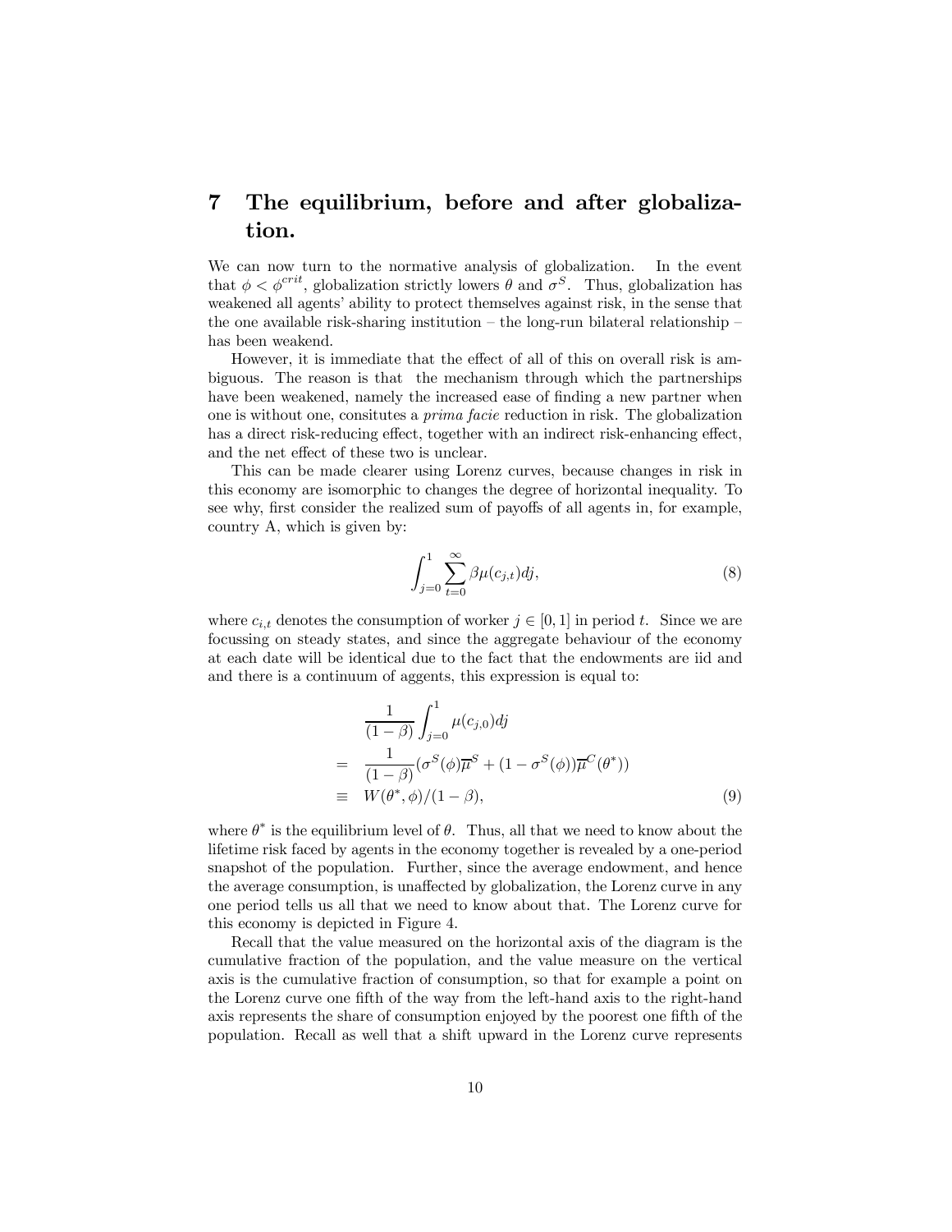# 7 The equilibrium, before and after globalization.

We can now turn to the normative analysis of globalization. In the event that $\phi < \phi^{crit}$, globalization strictly lowers $\theta$ and $\sigma^S$. Thus, globalization has weakened all agents' ability to protect themselves against risk, in the sense that the one available risk-sharing institution – the long-run bilateral relationship – has been weakend.

However, it is immediate that the effect of all of this on overall risk is ambiguous. The reason is that the mechanism through which the partnerships have been weakened, namely the increased ease of finding a new partner when one is without one, consitutes a *prima facie* reduction in risk. The globalization has a direct risk-reducing effect, together with an indirect risk-enhancing effect, and the net effect of these two is unclear.

This can be made clearer using Lorenz curves, because changes in risk in this economy are isomorphic to changes the degree of horizontal inequality. To see why, first consider the realized sum of payoffs of all agents in, for example, country A, which is given by:

$$\int_{j=0}^{1} \sum_{t=0}^{\infty} \beta \mu(c_{j,t}) dj, \tag{8}$$

where $c_{i,t}$ denotes the consumption of worker $j \in [0,1]$ in period $t$. Since we are focussing on steady states, and since the aggregate behaviour of the economy at each date will be identical due to the fact that the endowments are iid and and there is a continuum of aggents, this expression is equal to:

$$\begin{aligned}
& \frac{1}{(1-\beta)} \int_{j=0}^{1} \mu(c_{j,0}) dj \\
= \quad & \frac{1}{(1-\beta)} (\sigma^S(\phi)\overline{\mu}^S + (1-\sigma^S(\phi))\overline{\mu}^C(\theta^*)) \\
\equiv \quad & W(\theta^*, \phi)/(1-\beta),
\end{aligned} \tag{9}$$

where $\theta^*$ is the equilibrium level of $\theta$. Thus, all that we need to know about the lifetime risk faced by agents in the economy together is revealed by a one-period snapshot of the population. Further, since the average endowment, and hence the average consumption, is unaffected by globalization, the Lorenz curve in any one period tells us all that we need to know about that. The Lorenz curve for this economy is depicted in Figure 4.

Recall that the value measured on the horizontal axis of the diagram is the cumulative fraction of the population, and the value measure on the vertical axis is the cumulative fraction of consumption, so that for example a point on the Lorenz curve one fifth of the way from the left-hand axis to the right-hand axis represents the share of consumption enjoyed by the poorest one fifth of the population. Recall as well that a shift upward in the Lorenz curve represents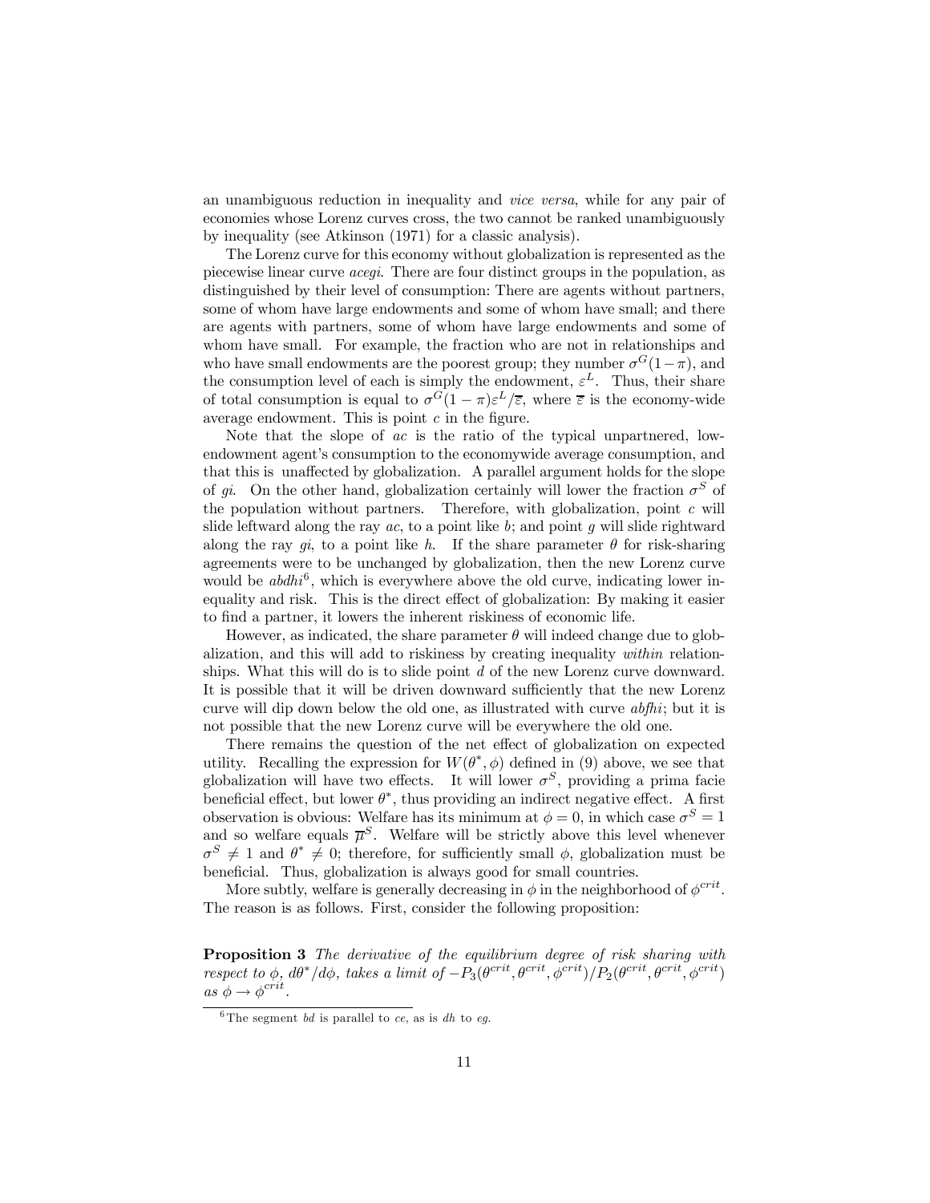an unambiguous reduction in inequality and *vice versa*, while for any pair of economies whose Lorenz curves cross, the two cannot be ranked unambiguously by inequality (see Atkinson (1971) for a classic analysis).

The Lorenz curve for this economy without globalization is represented as the piecewise linear curve *acegi*. There are four distinct groups in the population, as distinguished by their level of consumption: There are agents without partners, some of whom have large endowments and some of whom have small; and there are agents with partners, some of whom have large endowments and some of whom have small. For example, the fraction who are not in relationships and who have small endowments are the poorest group; they number $\sigma^G(1-\pi)$, and the consumption level of each is simply the endowment, $\varepsilon^L$. Thus, their share of total consumption is equal to $\sigma^G(1-\pi)\varepsilon^L/\overline{\varepsilon}$, where $\overline{\varepsilon}$ is the economy-wide average endowment. This is point $c$ in the figure.

Note that the slope of $ac$ is the ratio of the typical unpartnered, low-endowment agent's consumption to the economywide average consumption, and that this is unaffected by globalization. A parallel argument holds for the slope of $gi$. On the other hand, globalization certainly will lower the fraction $\sigma^S$ of the population without partners. Therefore, with globalization, point $c$ will slide leftward along the ray $ac$, to a point like $b$; and point $g$ will slide rightward along the ray $gi$, to a point like $h$. If the share parameter $\theta$ for risk-sharing agreements were to be unchanged by globalization, then the new Lorenz curve would be *abdhi*[6], which is everywhere above the old curve, indicating lower inequality and risk. This is the direct effect of globalization: By making it easier to find a partner, it lowers the inherent riskiness of economic life.

However, as indicated, the share parameter $\theta$ will indeed change due to globalization, and this will add to riskiness by creating inequality *within* relationships. What this will do is to slide point $d$ of the new Lorenz curve downward. It is possible that it will be driven downward sufficiently that the new Lorenz curve will dip down below the old one, as illustrated with curve *abfhi*; but it is not possible that the new Lorenz curve will be everywhere the old one.

There remains the question of the net effect of globalization on expected utility. Recalling the expression for $W(\theta^*, \phi)$ defined in (9) above, we see that globalization will have two effects. It will lower $\sigma^S$, providing a prima facie beneficial effect, but lower $\theta^*$, thus providing an indirect negative effect. A first observation is obvious: Welfare has its minimum at $\phi = 0$, in which case $\sigma^S = 1$ and so welfare equals $\overline{\mu}^S$. Welfare will be strictly above this level whenever $\sigma^S \neq 1$ and $\theta^* \neq 0$; therefore, for sufficiently small $\phi$, globalization must be beneficial. Thus, globalization is always good for small countries.

More subtly, welfare is generally decreasing in $\phi$ in the neighborhood of $\phi^{crit}$. The reason is as follows. First, consider the following proposition:

**Proposition 3** *The derivative of the equilibrium degree of risk sharing with respect to $\phi$, $d\theta^*/d\phi$, takes a limit of $-P_3(\theta^{crit}, \theta^{crit}, \phi^{crit})/P_2(\theta^{crit}, \theta^{crit}, \phi^{crit})$ as $\phi \to \phi^{crit}$.*

[6] The segment $bd$ is parallel to $ce$, as is $dh$ to $eg$.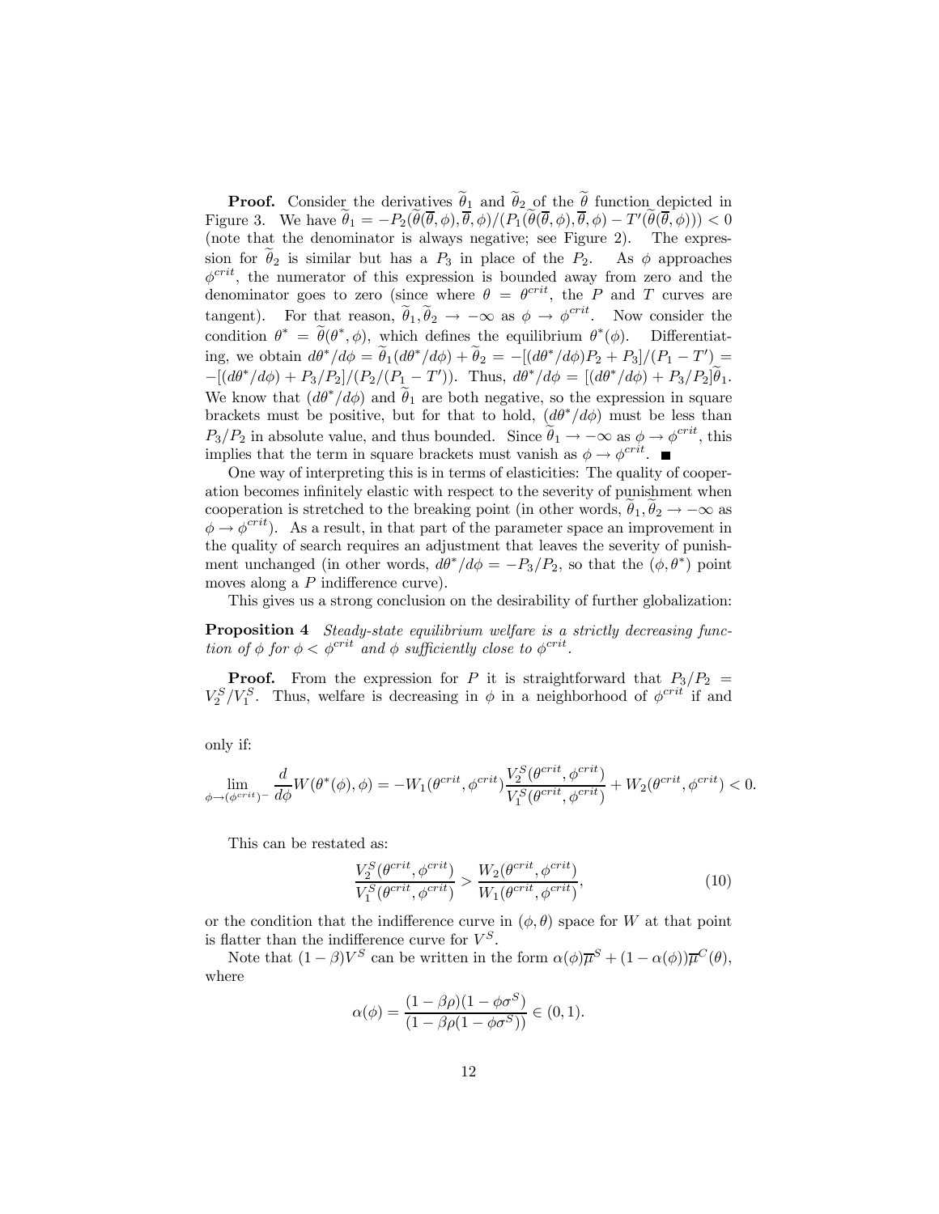**Proof.** Consider the derivatives $\widetilde{\theta}_1$ and $\widetilde{\theta}_2$ of the $\widetilde{\theta}$ function depicted in Figure 3. We have $\widetilde{\theta}_1 = -P_2(\widetilde{\theta}(\overline{\theta},\phi),\overline{\theta},\phi)/(P_1(\widetilde{\theta}(\overline{\theta},\phi),\overline{\theta},\phi) - T'(\widetilde{\theta}(\overline{\theta},\phi))) < 0$ (note that the denominator is always negative; see Figure 2). The expression for $\widetilde{\theta}_2$ is similar but has a $P_3$ in place of the $P_2$. As $\phi$ approaches $\phi^{crit}$, the numerator of this expression is bounded away from zero and the denominator goes to zero (since where $\theta = \theta^{crit}$, the $P$ and $T$ curves are tangent). For that reason, $\widetilde{\theta}_1, \widetilde{\theta}_2 \to -\infty$ as $\phi \to \phi^{crit}$. Now consider the condition $\theta^* = \widetilde{\theta}(\theta^*, \phi)$, which defines the equilibrium $\theta^*(\phi)$. Differentiating, we obtain $d\theta^*/d\phi = \widetilde{\theta}_1(d\theta^*/d\phi) + \widetilde{\theta}_2 = -[(d\theta^*/d\phi)P_2 + P_3]/(P_1 - T') = -[(d\theta^*/d\phi) + P_3/P_2]/(P_2/(P_1 - T'))$. Thus, $d\theta^*/d\phi = [(d\theta^*/d\phi) + P_3/P_2]\widetilde{\theta}_1$. We know that $(d\theta^*/d\phi)$ and $\widetilde{\theta}_1$ are both negative, so the expression in square brackets must be positive, but for that to hold, $(d\theta^*/d\phi)$ must be less than $P_3/P_2$ in absolute value, and thus bounded. Since $\widetilde{\theta}_1 \to -\infty$ as $\phi \to \phi^{crit}$, this implies that the term in square brackets must vanish as $\phi \to \phi^{crit}$. ■

One way of interpreting this is in terms of elasticities: The quality of cooperation becomes infinitely elastic with respect to the severity of punishment when cooperation is stretched to the breaking point (in other words, $\widetilde{\theta}_1, \widetilde{\theta}_2 \to -\infty$ as $\phi \to \phi^{crit}$). As a result, in that part of the parameter space an improvement in the quality of search requires an adjustment that leaves the severity of punishment unchanged (in other words, $d\theta^*/d\phi = -P_3/P_2$, so that the $(\phi, \theta^*)$ point moves along a $P$ indifference curve).

This gives us a strong conclusion on the desirability of further globalization:

**Proposition 4** *Steady-state equilibrium welfare is a strictly decreasing function of $\phi$ for $\phi < \phi^{crit}$ and $\phi$ sufficiently close to $\phi^{crit}$.*

**Proof.** From the expression for $P$ it is straightforward that $P_3/P_2 = V_2^S/V_1^S$. Thus, welfare is decreasing in $\phi$ in a neighborhood of $\phi^{crit}$ if and only if:

$$\lim_{\phi \to (\phi^{crit})^-} \frac{d}{d\phi} W(\theta^*(\phi), \phi) = -W_1(\theta^{crit}, \phi^{crit}) \frac{V_2^S(\theta^{crit}, \phi^{crit})}{V_1^S(\theta^{crit}, \phi^{crit})} + W_2(\theta^{crit}, \phi^{crit}) < 0.$$

This can be restated as:

$$\frac{V_2^S(\theta^{crit}, \phi^{crit})}{V_1^S(\theta^{crit}, \phi^{crit})} > \frac{W_2(\theta^{crit}, \phi^{crit})}{W_1(\theta^{crit}, \phi^{crit})}, \tag{10}$$

or the condition that the indifference curve in $(\phi, \theta)$ space for $W$ at that point is flatter than the indifference curve for $V^S$.

Note that $(1-\beta)V^S$ can be written in the form $\alpha(\phi)\overline{\mu}^S + (1-\alpha(\phi))\overline{\mu}^C(\theta)$, where

$$\alpha(\phi) = \frac{(1-\beta\rho)(1-\phi\sigma^S)}{(1-\beta\rho(1-\phi\sigma^S))} \in (0,1).$$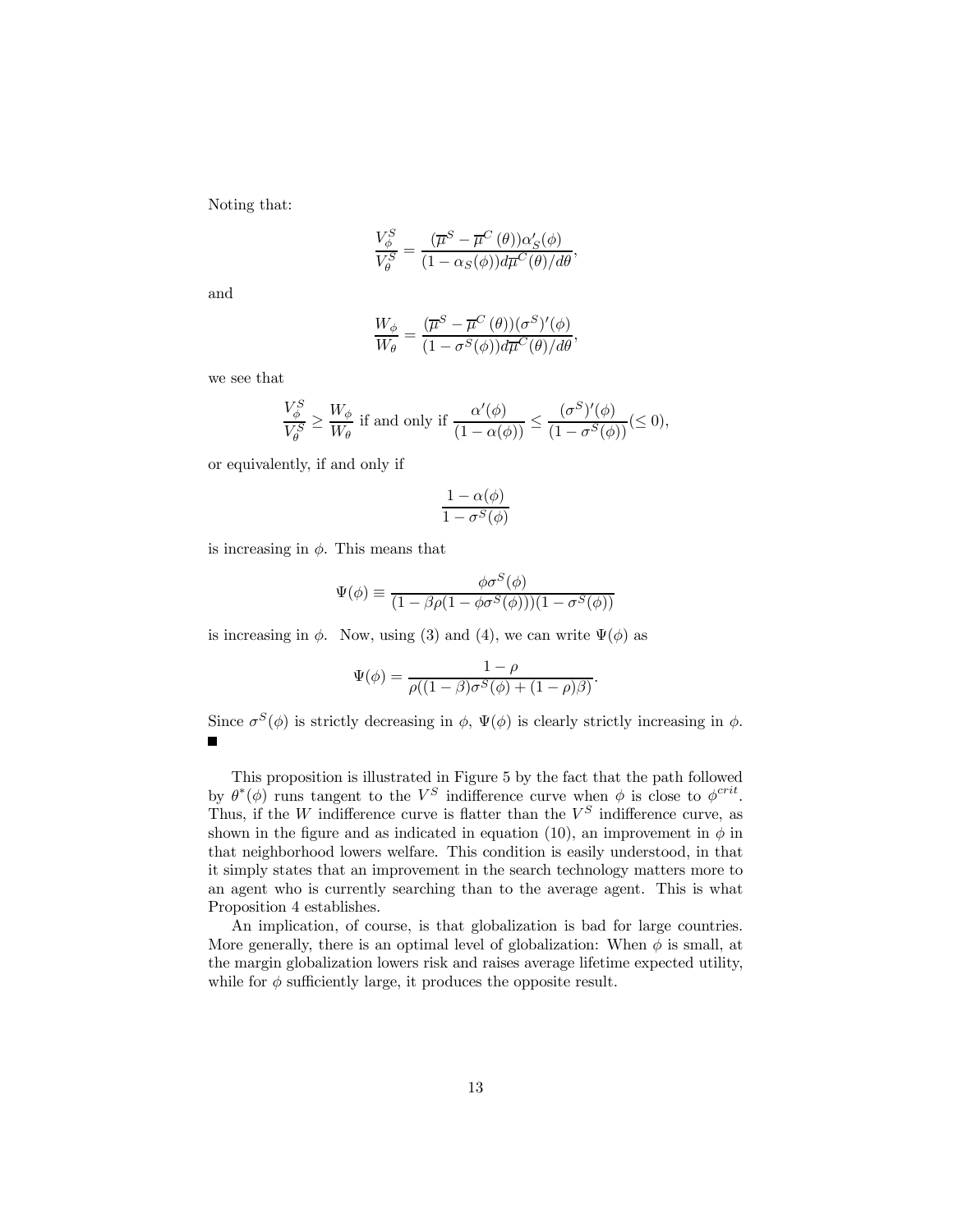Noting that:

$$\frac{V_\phi^S}{V_\theta^S} = \frac{(\overline{\mu}^S - \overline{\mu}^C(\theta))\alpha_S'(\phi)}{(1-\alpha_S(\phi))d\overline{\mu}^C(\theta)/d\theta},$$

and

$$\frac{W_\phi}{W_\theta} = \frac{(\overline{\mu}^S - \overline{\mu}^C(\theta))(\sigma^S)'(\phi)}{(1-\sigma^S(\phi))d\overline{\mu}^C(\theta)/d\theta},$$

we see that

$$\frac{V_\phi^S}{V_\theta^S} \geq \frac{W_\phi}{W_\theta} \text{ if and only if } \frac{\alpha'(\phi)}{(1-\alpha(\phi))} \leq \frac{(\sigma^S)'(\phi)}{(1-\sigma^S(\phi))} (\leq 0),$$

or equivalently, if and only if

$$\frac{1-\alpha(\phi)}{1-\sigma^S(\phi)}$$

is increasing in $\phi$. This means that

$$\Psi(\phi) \equiv \frac{\phi\sigma^S(\phi)}{(1-\beta\rho(1-\phi\sigma^S(\phi)))(1-\sigma^S(\phi))}$$

is increasing in $\phi$. Now, using (3) and (4), we can write $\Psi(\phi)$ as

$$\Psi(\phi) = \frac{1-\rho}{\rho((1-\beta)\sigma^S(\phi) + (1-\rho)\beta)}.$$

Since $\sigma^S(\phi)$ is strictly decreasing in $\phi$, $\Psi(\phi)$ is clearly strictly increasing in $\phi$. ■

This proposition is illustrated in Figure 5 by the fact that the path followed by $\theta^*(\phi)$ runs tangent to the $V^S$ indifference curve when $\phi$ is close to $\phi^{crit}$. Thus, if the $W$ indifference curve is flatter than the $V^S$ indifference curve, as shown in the figure and as indicated in equation (10), an improvement in $\phi$ in that neighborhood lowers welfare. This condition is easily understood, in that it simply states that an improvement in the search technology matters more to an agent who is currently searching than to the average agent. This is what Proposition 4 establishes.

An implication, of course, is that globalization is bad for large countries. More generally, there is an optimal level of globalization: When $\phi$ is small, at the margin globalization lowers risk and raises average lifetime expected utility, while for $\phi$ sufficiently large, it produces the opposite result.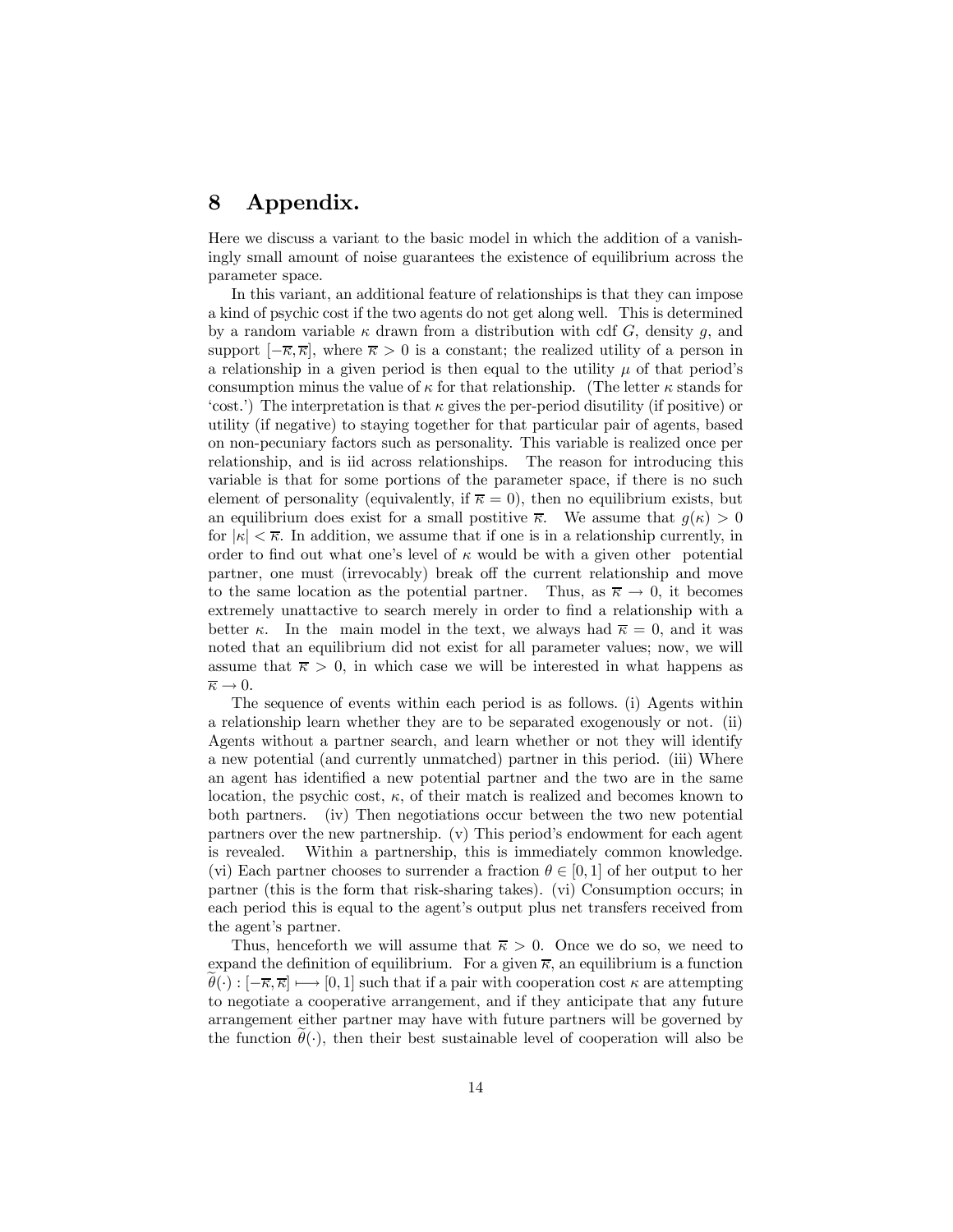# 8 Appendix.

Here we discuss a variant to the basic model in which the addition of a vanishingly small amount of noise guarantees the existence of equilibrium across the parameter space.

In this variant, an additional feature of relationships is that they can impose a kind of psychic cost if the two agents do not get along well. This is determined by a random variable $\kappa$ drawn from a distribution with cdf $G$, density $g$, and support $[-\overline{\kappa}, \overline{\kappa}]$, where $\overline{\kappa} > 0$ is a constant; the realized utility of a person in a relationship in a given period is then equal to the utility $\mu$ of that period's consumption minus the value of $\kappa$ for that relationship. (The letter $\kappa$ stands for 'cost.') The interpretation is that $\kappa$ gives the per-period disutility (if positive) or utility (if negative) to staying together for that particular pair of agents, based on non-pecuniary factors such as personality. This variable is realized once per relationship, and is iid across relationships. The reason for introducing this variable is that for some portions of the parameter space, if there is no such element of personality (equivalently, if $\overline{\kappa} = 0$), then no equilibrium exists, but an equilibrium does exist for a small postitive $\overline{\kappa}$. We assume that $g(\kappa) > 0$ for $|\kappa| < \overline{\kappa}$. In addition, we assume that if one is in a relationship currently, in order to find out what one's level of $\kappa$ would be with a given other potential partner, one must (irrevocably) break off the current relationship and move to the same location as the potential partner. Thus, as $\overline{\kappa} \to 0$, it becomes extremely unattactive to search merely in order to find a relationship with a better $\kappa$. In the main model in the text, we always had $\overline{\kappa} = 0$, and it was noted that an equilibrium did not exist for all parameter values; now, we will assume that $\overline{\kappa} > 0$, in which case we will be interested in what happens as $\overline{\kappa} \to 0$.

The sequence of events within each period is as follows. (i) Agents within a relationship learn whether they are to be separated exogenously or not. (ii) Agents without a partner search, and learn whether or not they will identify a new potential (and currently unmatched) partner in this period. (iii) Where an agent has identified a new potential partner and the two are in the same location, the psychic cost, $\kappa$, of their match is realized and becomes known to both partners. (iv) Then negotiations occur between the two new potential partners over the new partnership. (v) This period's endowment for each agent is revealed. Within a partnership, this is immediately common knowledge. (vi) Each partner chooses to surrender a fraction $\theta \in [0, 1]$ of her output to her partner (this is the form that risk-sharing takes). (vi) Consumption occurs; in each period this is equal to the agent's output plus net transfers received from the agent's partner.

Thus, henceforth we will assume that $\overline{\kappa} > 0$. Once we do so, we need to expand the definition of equilibrium. For a given $\overline{\kappa}$, an equilibrium is a function $\widetilde{\theta}(\cdot) : [-\overline{\kappa}, \overline{\kappa}] \longmapsto [0, 1]$ such that if a pair with cooperation cost $\kappa$ are attempting to negotiate a cooperative arrangement, and if they anticipate that any future arrangement either partner may have with future partners will be governed by the function $\widetilde{\theta}(\cdot)$, then their best sustainable level of cooperation will also be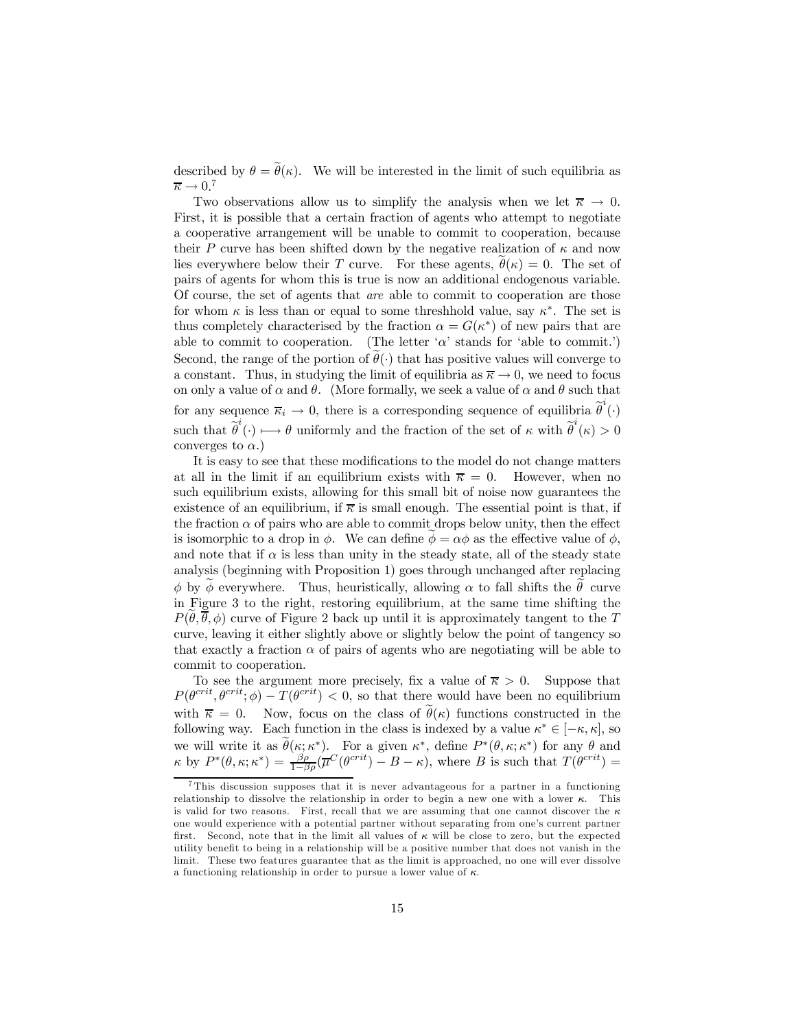described by $\theta = \widetilde{\theta}(\kappa)$. We will be interested in the limit of such equilibria as $\overline{\kappa} \to 0$.[7]

Two observations allow us to simplify the analysis when we let $\overline{\kappa} \to 0$. First, it is possible that a certain fraction of agents who attempt to negotiate a cooperative arrangement will be unable to commit to cooperation, because their $P$ curve has been shifted down by the negative realization of $\kappa$ and now lies everywhere below their $T$ curve. For these agents, $\widetilde{\theta}(\kappa) = 0$. The set of pairs of agents for whom this is true is now an additional endogenous variable. Of course, the set of agents that *are* able to commit to cooperation are those for whom $\kappa$ is less than or equal to some threshhold value, say $\kappa^*$. The set is thus completely characterised by the fraction $\alpha = G(\kappa^*)$ of new pairs that are able to commit to cooperation. (The letter '$\alpha$' stands for 'able to commit.') Second, the range of the portion of $\widetilde{\theta}(\cdot)$ that has positive values will converge to a constant. Thus, in studying the limit of equilibria as $\overline{\kappa} \to 0$, we need to focus on only a value of $\alpha$ and $\theta$. (More formally, we seek a value of $\alpha$ and $\theta$ such that for any sequence $\overline{\kappa}_i \to 0$, there is a corresponding sequence of equilibria $\widetilde{\theta}^i(\cdot)$ such that $\widetilde{\theta}^i(\cdot) \longmapsto \theta$ uniformly and the fraction of the set of $\kappa$ with $\widetilde{\theta}^i(\kappa) > 0$ converges to $\alpha$.)

It is easy to see that these modifications to the model do not change matters at all in the limit if an equilibrium exists with $\overline{\kappa} = 0$. However, when no such equilibrium exists, allowing for this small bit of noise now guarantees the existence of an equilibrium, if $\overline{\kappa}$ is small enough. The essential point is that, if the fraction $\alpha$ of pairs who are able to commit drops below unity, then the effect is isomorphic to a drop in $\phi$. We can define $\widetilde{\phi} = \alpha\phi$ as the effective value of $\phi$, and note that if $\alpha$ is less than unity in the steady state, all of the steady state analysis (beginning with Proposition 1) goes through unchanged after replacing $\phi$ by $\widetilde{\phi}$ everywhere. Thus, heuristically, allowing $\alpha$ to fall shifts the $\widetilde{\theta}$ curve in Figure 3 to the right, restoring equilibrium, at the same time shifting the $P(\widetilde{\theta}, \overline{\theta}, \phi)$ curve of Figure 2 back up until it is approximately tangent to the $T$ curve, leaving it either slightly above or slightly below the point of tangency so that exactly a fraction $\alpha$ of pairs of agents who are negotiating will be able to commit to cooperation.

To see the argument more precisely, fix a value of $\overline{\kappa} > 0$. Suppose that $P(\theta^{crit}, \theta^{crit}; \phi) - T(\theta^{crit}) < 0$, so that there would have been no equilibrium with $\overline{\kappa} = 0$. Now, focus on the class of $\widetilde{\theta}(\kappa)$ functions constructed in the following way. Each function in the class is indexed by a value $\kappa^* \in [-\kappa, \kappa]$, so we will write it as $\widetilde{\theta}(\kappa; \kappa^*)$. For a given $\kappa^*$, define $P^*(\theta, \kappa; \kappa^*)$ for any $\theta$ and $\kappa$ by $P^*(\theta, \kappa; \kappa^*) = \frac{\beta\rho}{1-\beta\rho}(\overline{\mu}^C(\theta^{crit}) - B - \kappa)$, where $B$ is such that $T(\theta^{crit}) =$

[7] This discussion supposes that it is never advantageous for a partner in a functioning relationship to dissolve the relationship in order to begin a new one with a lower $\kappa$. This is valid for two reasons. First, recall that we are assuming that one cannot discover the $\kappa$ one would experience with a potential partner without separating from one's current partner first. Second, note that in the limit all values of $\kappa$ will be close to zero, but the expected utility benefit to being in a relationship will be a positive number that does not vanish in the limit. These two features guarantee that as the limit is approached, no one will ever dissolve a functioning relationship in order to pursue a lower value of $\kappa$.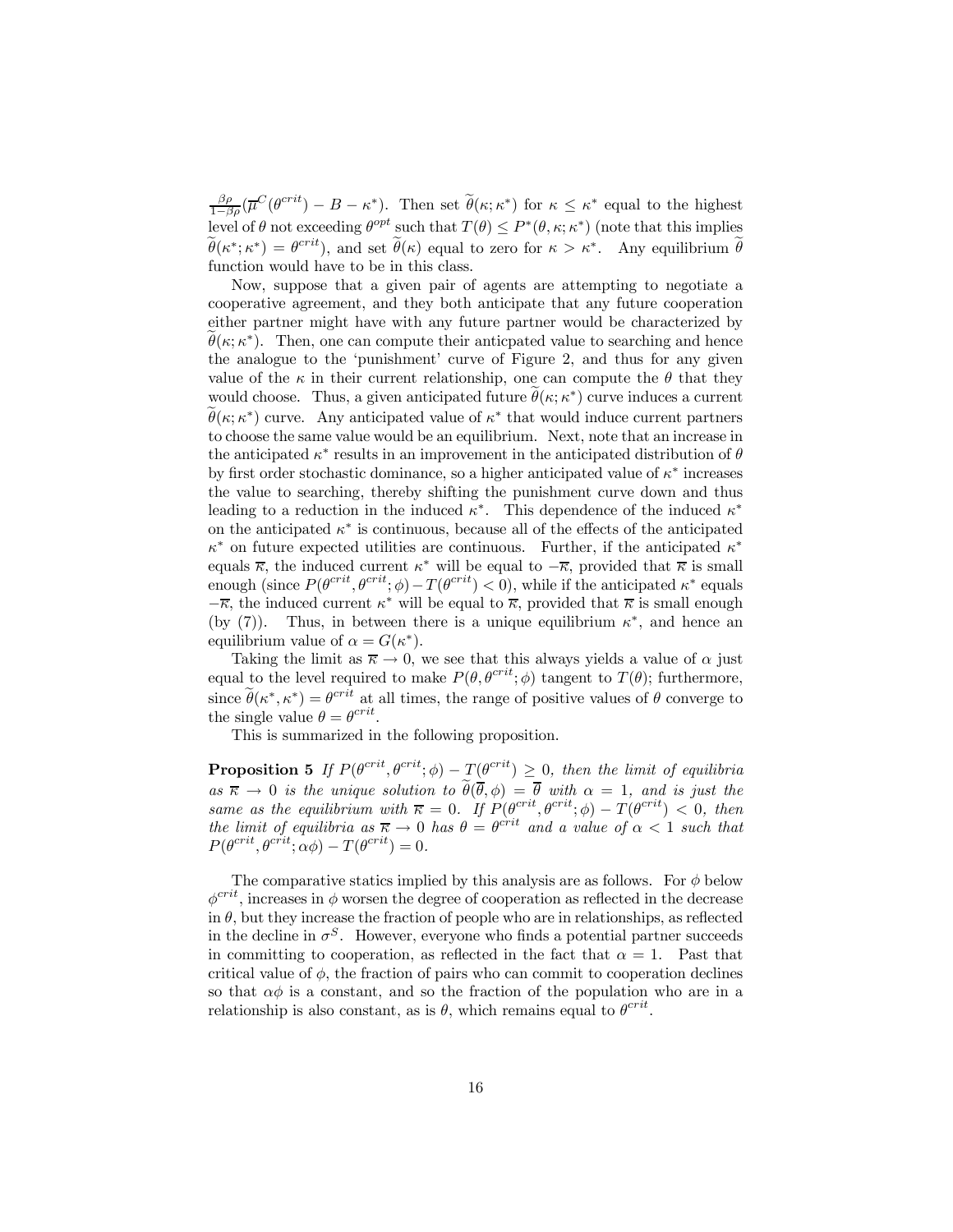$\frac{\beta\rho}{1-\beta\rho}(\overline{\mu}^C(\theta^{crit}) - B - \kappa^*)$. Then set $\widetilde{\theta}(\kappa;\kappa^*)$ for $\kappa \leq \kappa^*$ equal to the highest level of $\theta$ not exceeding $\theta^{opt}$ such that $T(\theta) \leq P^*(\theta, \kappa; \kappa^*)$ (note that this implies $\widetilde{\theta}(\kappa^*;\kappa^*) = \theta^{crit}$), and set $\widetilde{\theta}(\kappa)$ equal to zero for $\kappa > \kappa^*$. Any equilibrium $\widetilde{\theta}$ function would have to be in this class.

Now, suppose that a given pair of agents are attempting to negotiate a cooperative agreement, and they both anticipate that any future cooperation either partner might have with any future partner would be characterized by $\widetilde{\theta}(\kappa;\kappa^*)$. Then, one can compute their anticpated value to searching and hence the analogue to the 'punishment' curve of Figure 2, and thus for any given value of the $\kappa$ in their current relationship, one can compute the $\theta$ that they would choose. Thus, a given anticipated future $\widetilde{\theta}(\kappa;\kappa^*)$ curve induces a current $\widetilde{\theta}(\kappa;\kappa^*)$ curve. Any anticipated value of $\kappa^*$ that would induce current partners to choose the same value would be an equilibrium. Next, note that an increase in the anticipated $\kappa^*$ results in an improvement in the anticipated distribution of $\theta$ by first order stochastic dominance, so a higher anticipated value of $\kappa^*$ increases the value to searching, thereby shifting the punishment curve down and thus leading to a reduction in the induced $\kappa^*$. This dependence of the induced $\kappa^*$ on the anticipated $\kappa^*$ is continuous, because all of the effects of the anticipated $\kappa^*$ on future expected utilities are continuous. Further, if the anticipated $\kappa^*$ equals $\overline{\kappa}$, the induced current $\kappa^*$ will be equal to $-\overline{\kappa}$, provided that $\overline{\kappa}$ is small enough (since $P(\theta^{crit}, \theta^{crit}; \phi) - T(\theta^{crit}) < 0$), while if the anticipated $\kappa^*$ equals $-\overline{\kappa}$, the induced current $\kappa^*$ will be equal to $\overline{\kappa}$, provided that $\overline{\kappa}$ is small enough (by (7)). Thus, in between there is a unique equilibrium $\kappa^*$, and hence an equilibrium value of $\alpha = G(\kappa^*)$.

Taking the limit as $\overline{\kappa} \to 0$, we see that this always yields a value of $\alpha$ just equal to the level required to make $P(\theta, \theta^{crit}; \phi)$ tangent to $T(\theta)$; furthermore, since $\widetilde{\theta}(\kappa^*, \kappa^*) = \theta^{crit}$ at all times, the range of positive values of $\theta$ converge to the single value $\theta = \theta^{crit}$.

This is summarized in the following proposition.

**Proposition 5** *If $P(\theta^{crit}, \theta^{crit}; \phi) - T(\theta^{crit}) \geq 0$, then the limit of equilibria as $\overline{\kappa} \to 0$ is the unique solution to $\widetilde{\theta}(\overline{\theta}, \phi) = \overline{\theta}$ with $\alpha = 1$, and is just the same as the equilibrium with $\overline{\kappa} = 0$. If $P(\theta^{crit}, \theta^{crit}; \phi) - T(\theta^{crit}) < 0$, then the limit of equilibria as $\overline{\kappa} \to 0$ has $\theta = \theta^{crit}$ and a value of $\alpha < 1$ such that $P(\theta^{crit}, \theta^{crit}; \alpha\phi) - T(\theta^{crit}) = 0$.*

The comparative statics implied by this analysis are as follows. For $\phi$ below $\phi^{crit}$, increases in $\phi$ worsen the degree of cooperation as reflected in the decrease in $\theta$, but they increase the fraction of people who are in relationships, as reflected in the decline in $\sigma^S$. However, everyone who finds a potential partner succeeds in committing to cooperation, as reflected in the fact that $\alpha = 1$. Past that critical value of $\phi$, the fraction of pairs who can commit to cooperation declines so that $\alpha\phi$ is a constant, and so the fraction of the population who are in a relationship is also constant, as is $\theta$, which remains equal to $\theta^{crit}$.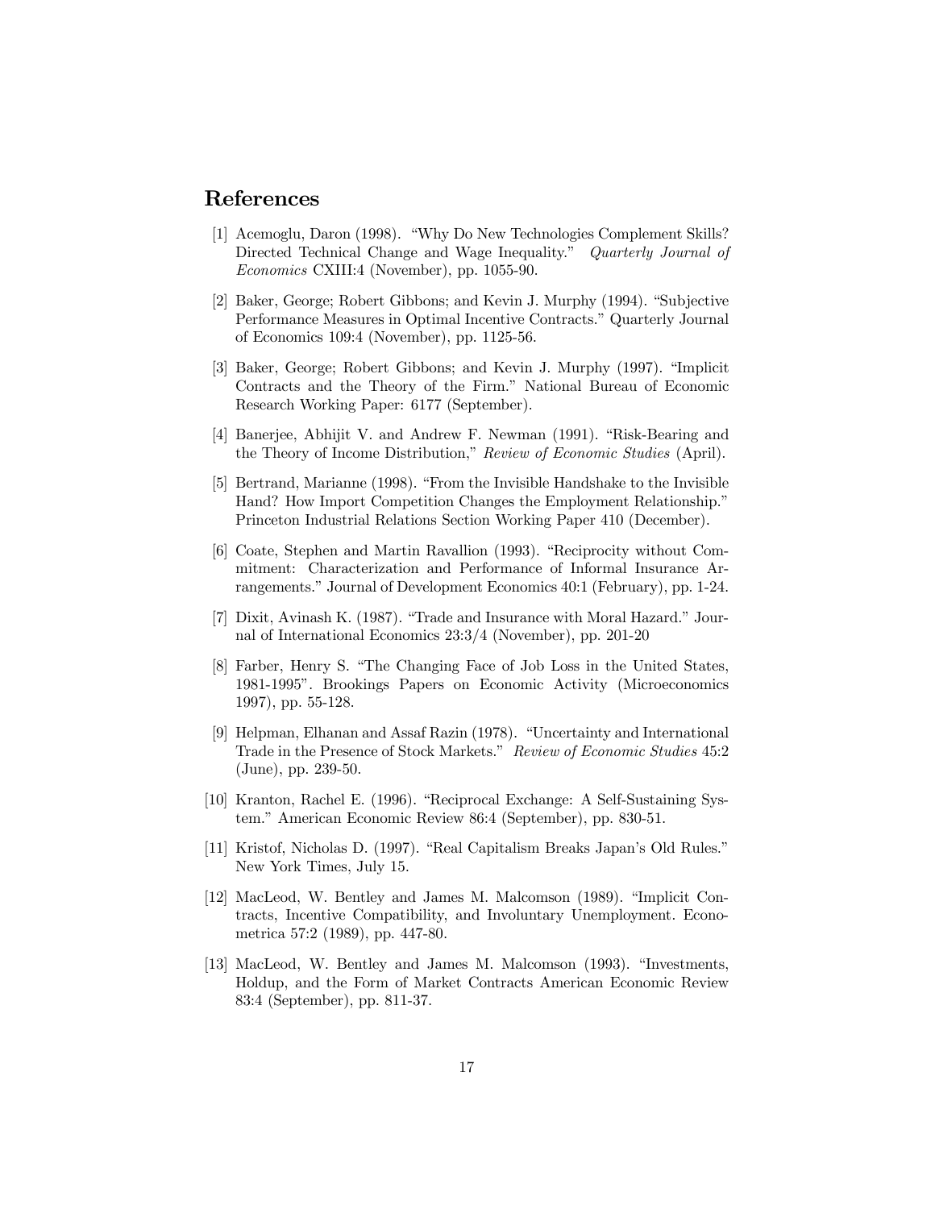## References

[1] Acemoglu, Daron (1998). "Why Do New Technologies Complement Skills? Directed Technical Change and Wage Inequality." *Quarterly Journal of Economics* CXIII:4 (November), pp. 1055-90.

[2] Baker, George; Robert Gibbons; and Kevin J. Murphy (1994). "Subjective Performance Measures in Optimal Incentive Contracts." Quarterly Journal of Economics 109:4 (November), pp. 1125-56.

[3] Baker, George; Robert Gibbons; and Kevin J. Murphy (1997). "Implicit Contracts and the Theory of the Firm." National Bureau of Economic Research Working Paper: 6177 (September).

[4] Banerjee, Abhijit V. and Andrew F. Newman (1991). "Risk-Bearing and the Theory of Income Distribution," *Review of Economic Studies* (April).

[5] Bertrand, Marianne (1998). "From the Invisible Handshake to the Invisible Hand? How Import Competition Changes the Employment Relationship." Princeton Industrial Relations Section Working Paper 410 (December).

[6] Coate, Stephen and Martin Ravallion (1993). "Reciprocity without Commitment: Characterization and Performance of Informal Insurance Arrangements." Journal of Development Economics 40:1 (February), pp. 1-24.

[7] Dixit, Avinash K. (1987). "Trade and Insurance with Moral Hazard." Journal of International Economics 23:3/4 (November), pp. 201-20

[8] Farber, Henry S. "The Changing Face of Job Loss in the United States, 1981-1995". Brookings Papers on Economic Activity (Microeconomics 1997), pp. 55-128.

[9] Helpman, Elhanan and Assaf Razin (1978). "Uncertainty and International Trade in the Presence of Stock Markets." *Review of Economic Studies* 45:2 (June), pp. 239-50.

[10] Kranton, Rachel E. (1996). "Reciprocal Exchange: A Self-Sustaining System." American Economic Review 86:4 (September), pp. 830-51.

[11] Kristof, Nicholas D. (1997). "Real Capitalism Breaks Japan's Old Rules." New York Times, July 15.

[12] MacLeod, W. Bentley and James M. Malcomson (1989). "Implicit Contracts, Incentive Compatibility, and Involuntary Unemployment. Econometrica 57:2 (1989), pp. 447-80.

[13] MacLeod, W. Bentley and James M. Malcomson (1993). "Investments, Holdup, and the Form of Market Contracts American Economic Review 83:4 (September), pp. 811-37.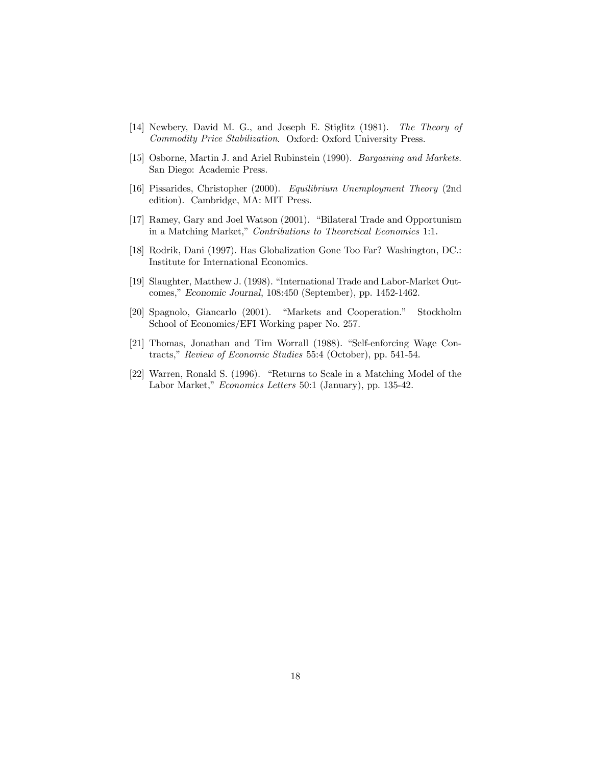[14] Newbery, David M. G., and Joseph E. Stiglitz (1981). *The Theory of Commodity Price Stabilization*. Oxford: Oxford University Press.

[15] Osborne, Martin J. and Ariel Rubinstein (1990). *Bargaining and Markets.* San Diego: Academic Press.

[16] Pissarides, Christopher (2000). *Equilibrium Unemployment Theory* (2nd edition). Cambridge, MA: MIT Press.

[17] Ramey, Gary and Joel Watson (2001). "Bilateral Trade and Opportunism in a Matching Market," *Contributions to Theoretical Economics* 1:1.

[18] Rodrik, Dani (1997). Has Globalization Gone Too Far? Washington, DC.: Institute for International Economics.

[19] Slaughter, Matthew J. (1998). "International Trade and Labor-Market Outcomes," *Economic Journal*, 108:450 (September), pp. 1452-1462.

[20] Spagnolo, Giancarlo (2001). "Markets and Cooperation." Stockholm School of Economics/EFI Working paper No. 257.

[21] Thomas, Jonathan and Tim Worrall (1988). "Self-enforcing Wage Contracts," *Review of Economic Studies* 55:4 (October), pp. 541-54.

[22] Warren, Ronald S. (1996). "Returns to Scale in a Matching Model of the Labor Market," *Economics Letters* 50:1 (January), pp. 135-42.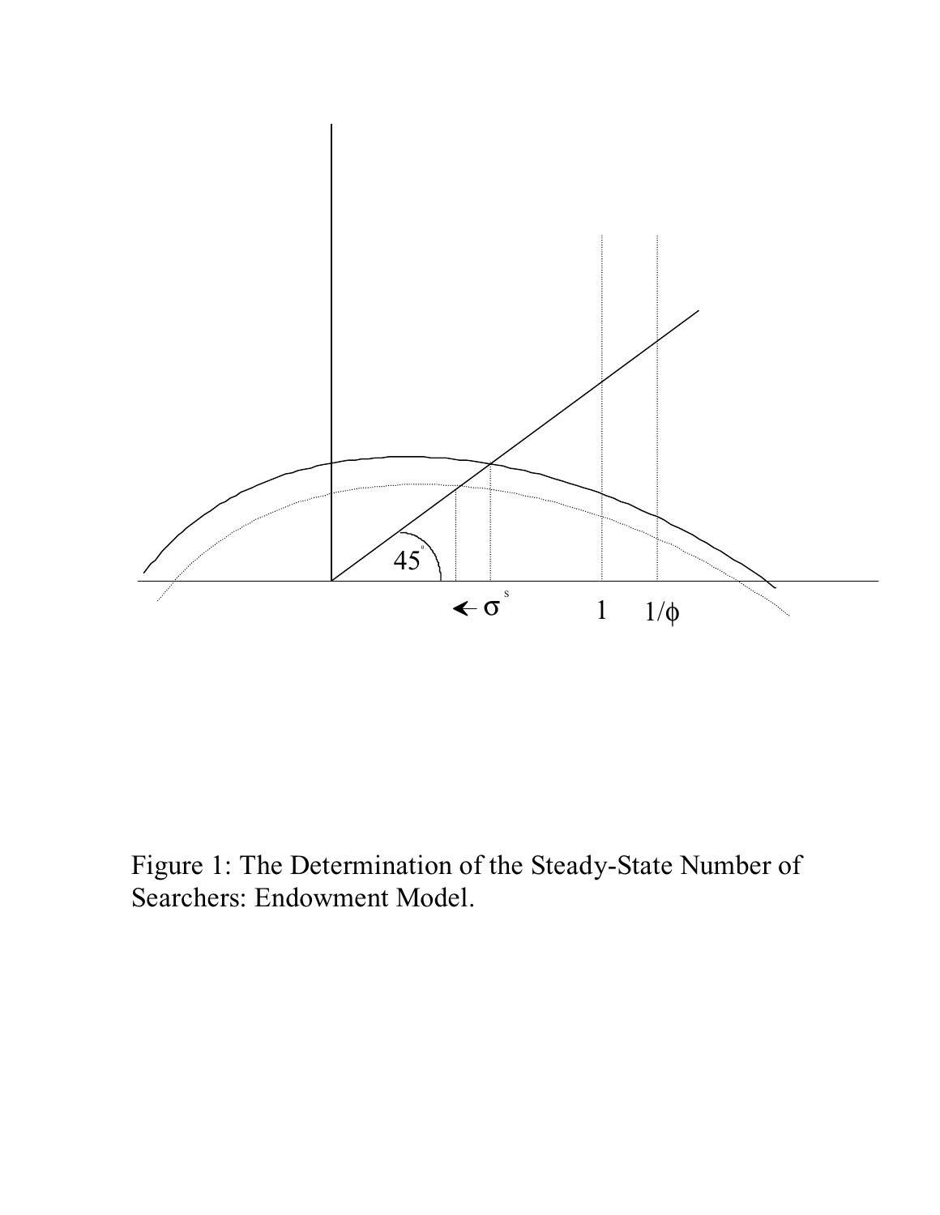Figure 1: The Determination of the Steady-State Number of Searchers: Endowment Model.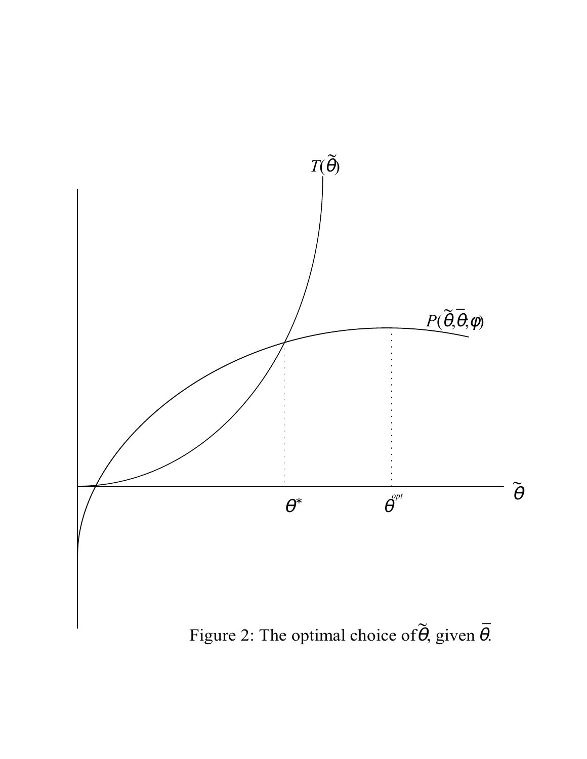Figure 2: The optimal choice of $\tilde{\theta}$, given $\bar{\theta}$.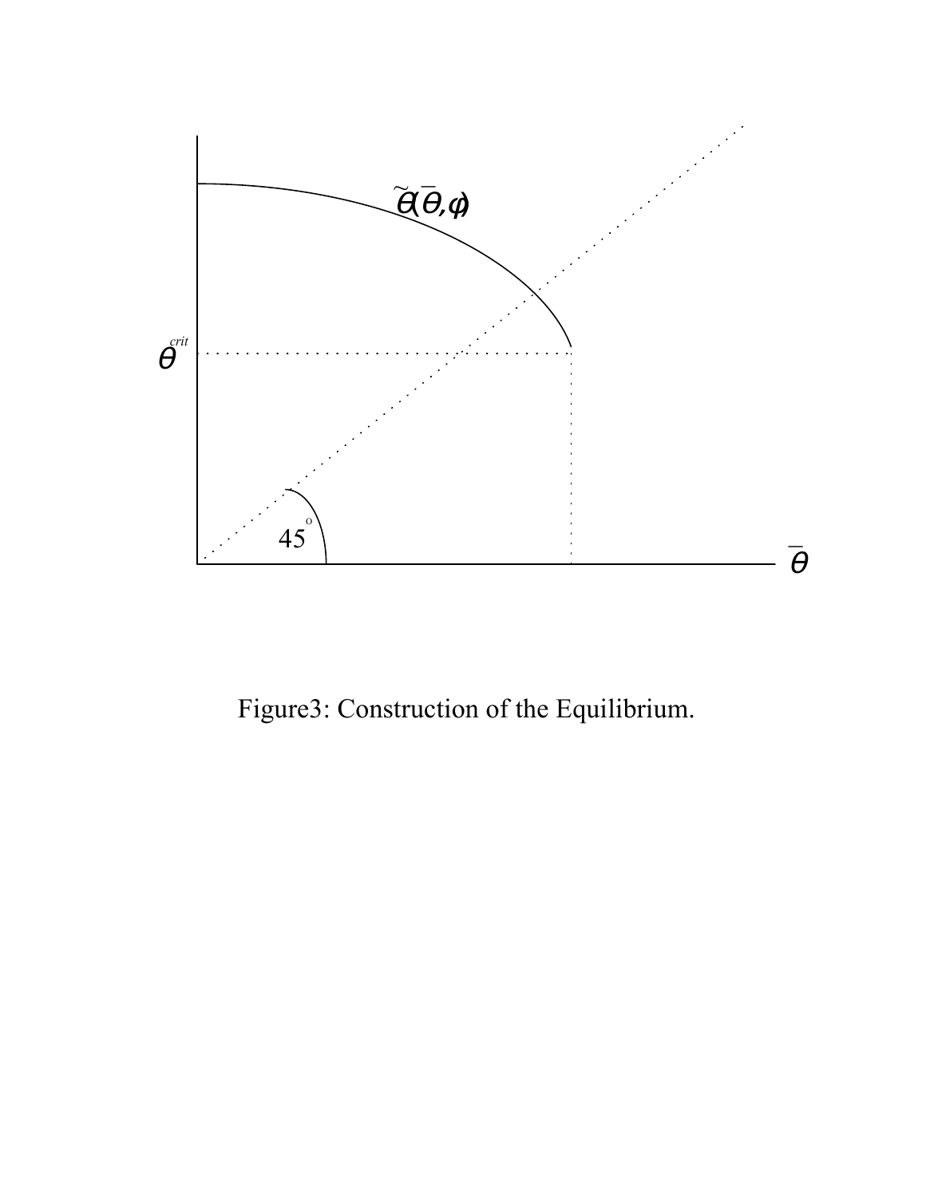Figure3: Construction of the Equilibrium.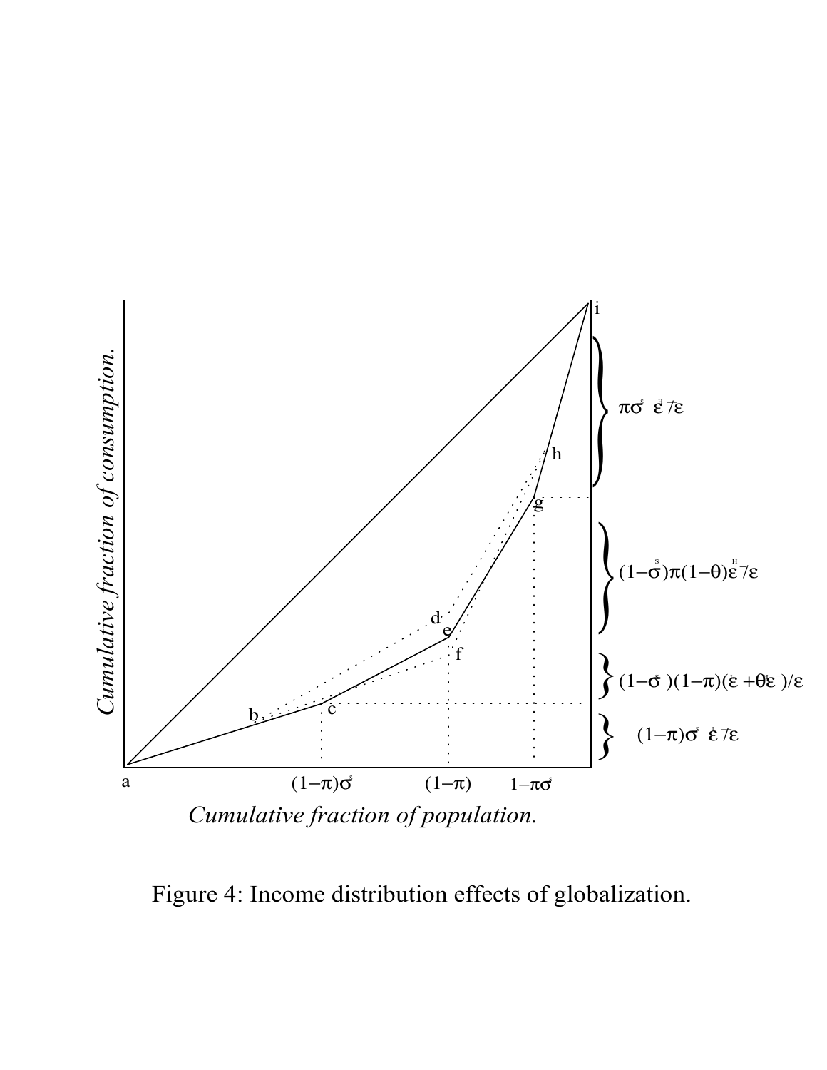Figure 4: Income distribution effects of globalization.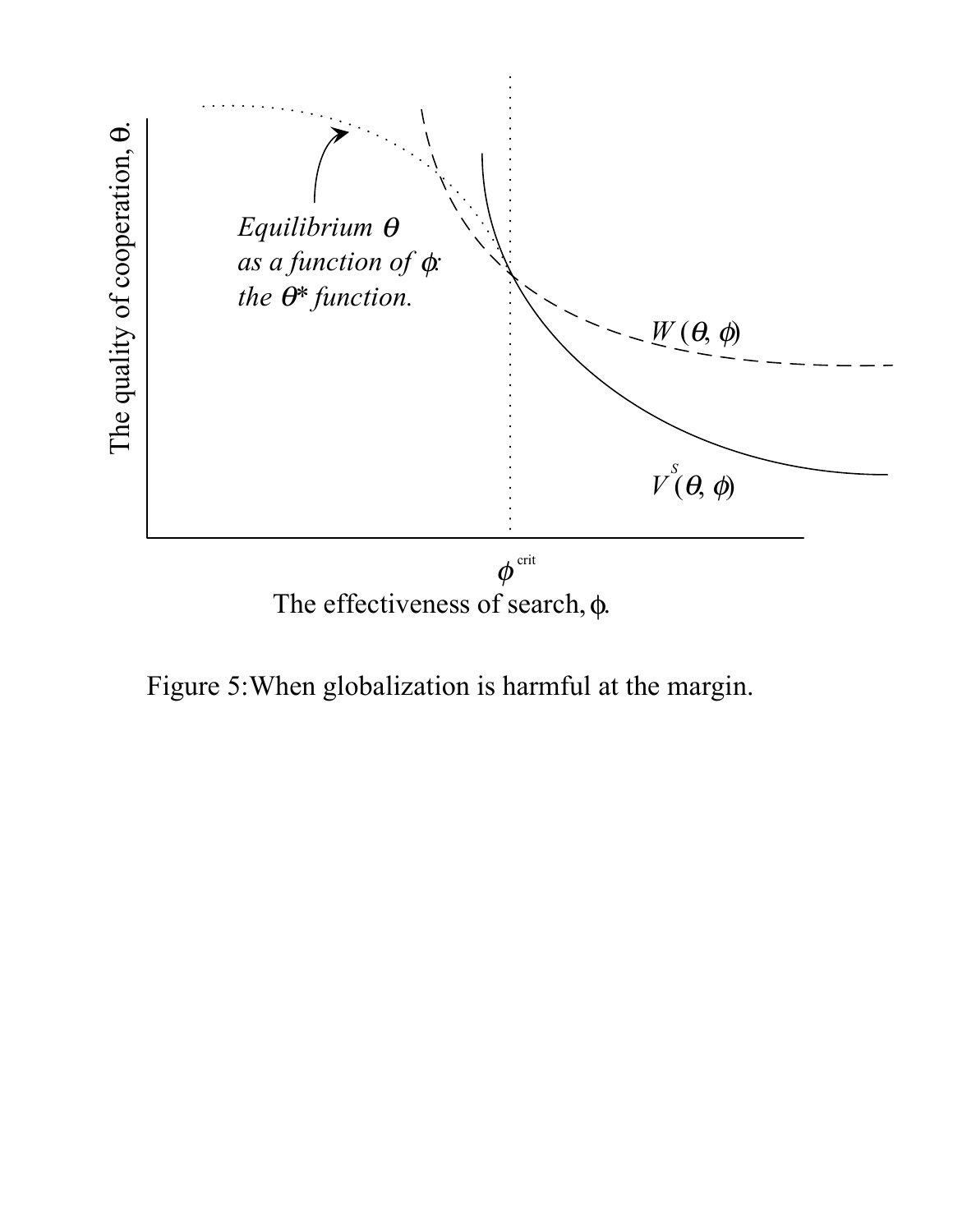Figure 5: When globalization is harmful at the margin.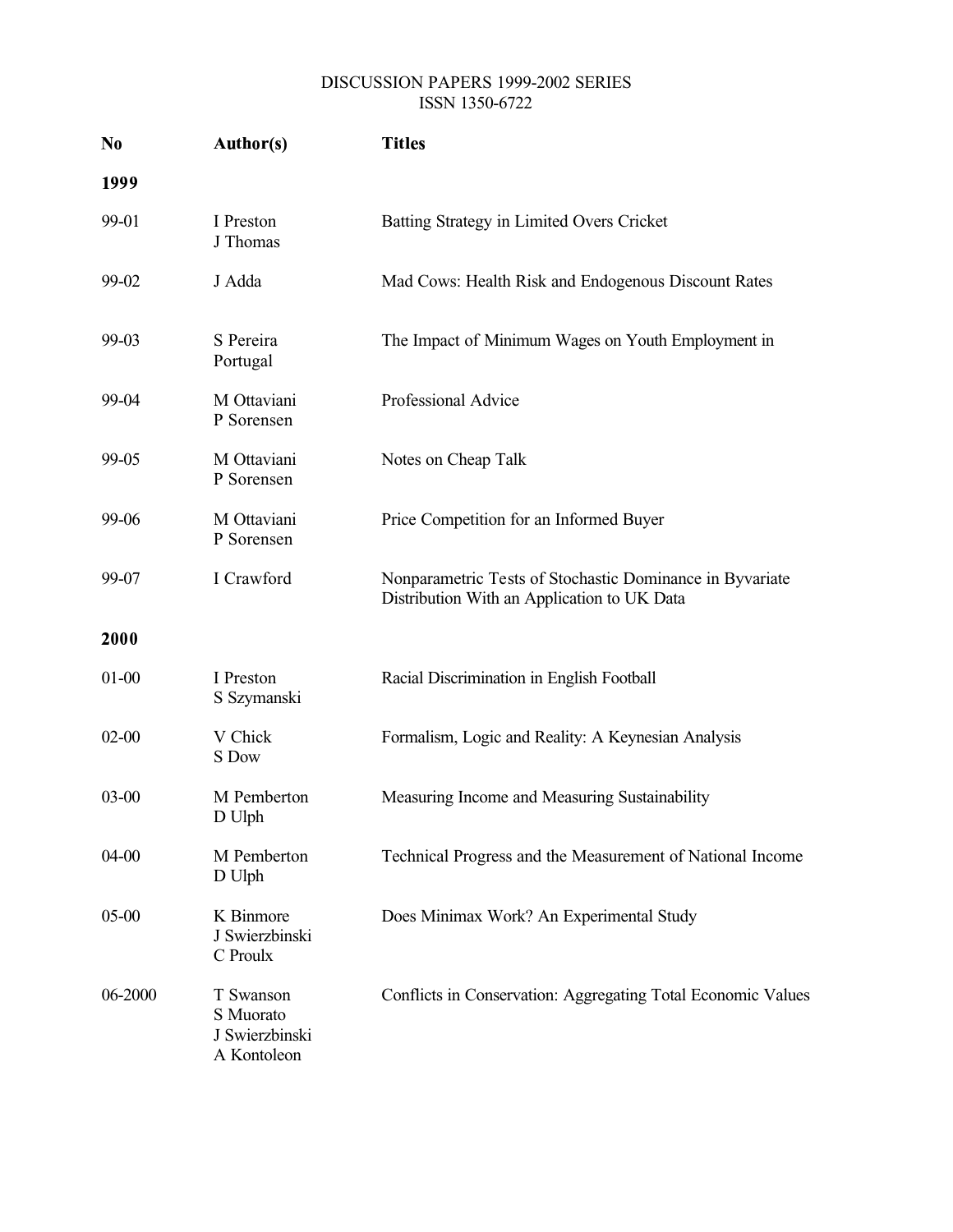DISCUSSION PAPERS 1999-2002 SERIES
ISSN 1350-6722

| No | Author(s) | Titles |
|---|---|---|
| **1999** | | |
| 99-01 | I Preston<br>J Thomas | Batting Strategy in Limited Overs Cricket |
| 99-02 | J Adda | Mad Cows: Health Risk and Endogenous Discount Rates |
| 99-03 | S Pereira<br>Portugal | The Impact of Minimum Wages on Youth Employment in |
| 99-04 | M Ottaviani<br>P Sorensen | Professional Advice |
| 99-05 | M Ottaviani<br>P Sorensen | Notes on Cheap Talk |
| 99-06 | M Ottaviani<br>P Sorensen | Price Competition for an Informed Buyer |
| 99-07 | I Crawford | Nonparametric Tests of Stochastic Dominance in Byvariate Distribution With an Application to UK Data |
| **2000** | | |
| 01-00 | I Preston<br>S Szymanski | Racial Discrimination in English Football |
| 02-00 | V Chick<br>S Dow | Formalism, Logic and Reality: A Keynesian Analysis |
| 03-00 | M Pemberton<br>D Ulph | Measuring Income and Measuring Sustainability |
| 04-00 | M Pemberton<br>D Ulph | Technical Progress and the Measurement of National Income |
| 05-00 | K Binmore<br>J Swierzbinski<br>C Proulx | Does Minimax Work? An Experimental Study |
| 06-2000 | T Swanson<br>S Muorato<br>J Swierzbinski<br>A Kontoleon | Conflicts in Conservation: Aggregating Total Economic Values |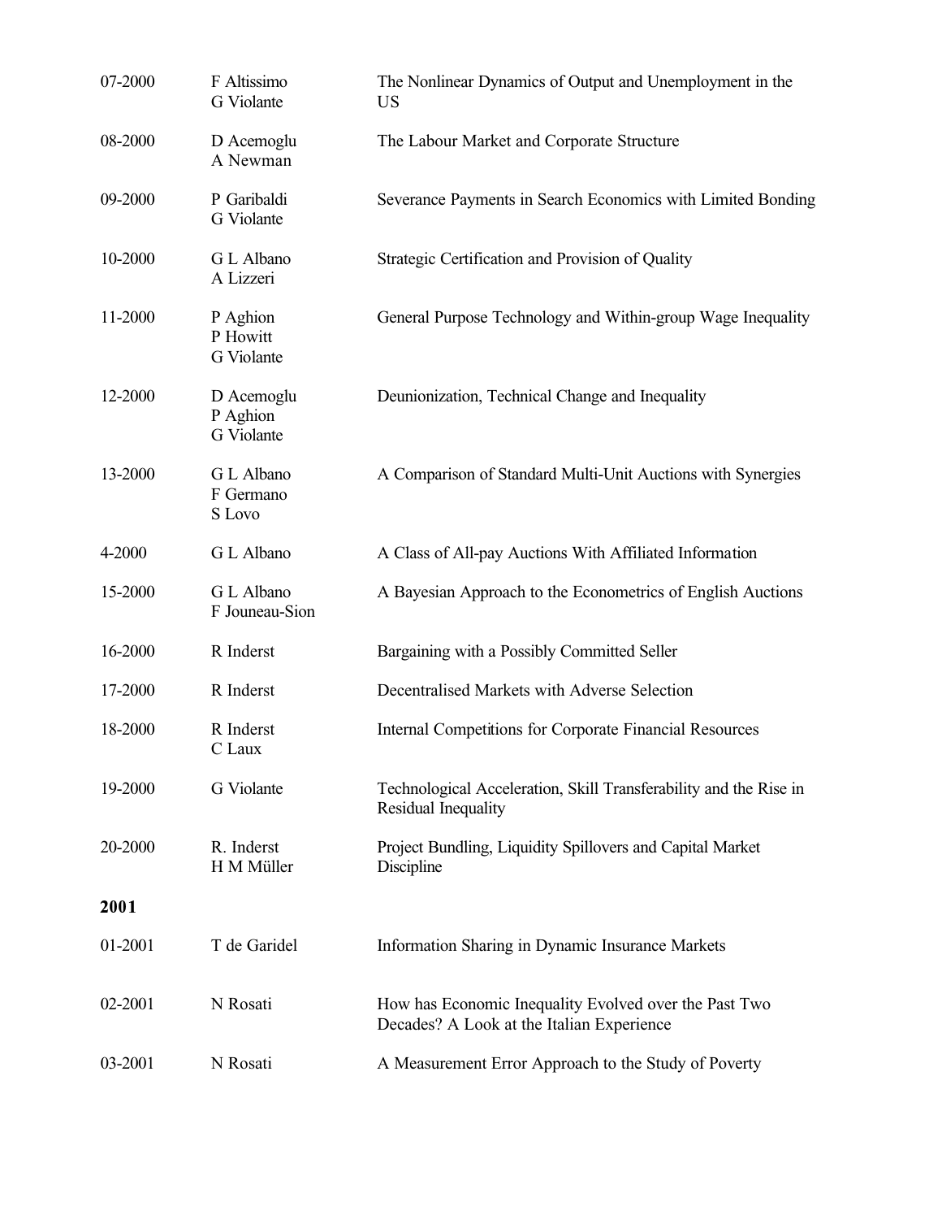| | | |
|---|---|---|
| 07-2000 | F Altissimo<br>G Violante | The Nonlinear Dynamics of Output and Unemployment in the US |
| 08-2000 | D Acemoglu<br>A Newman | The Labour Market and Corporate Structure |
| 09-2000 | P Garibaldi<br>G Violante | Severance Payments in Search Economics with Limited Bonding |
| 10-2000 | G L Albano<br>A Lizzeri | Strategic Certification and Provision of Quality |
| 11-2000 | P Aghion<br>P Howitt<br>G Violante | General Purpose Technology and Within-group Wage Inequality |
| 12-2000 | D Acemoglu<br>P Aghion<br>G Violante | Deunionization, Technical Change and Inequality |
| 13-2000 | G L Albano<br>F Germano<br>S Lovo | A Comparison of Standard Multi-Unit Auctions with Synergies |
| 4-2000 | G L Albano | A Class of All-pay Auctions With Affiliated Information |
| 15-2000 | G L Albano<br>F Jouneau-Sion | A Bayesian Approach to the Econometrics of English Auctions |
| 16-2000 | R Inderst | Bargaining with a Possibly Committed Seller |
| 17-2000 | R Inderst | Decentralised Markets with Adverse Selection |
| 18-2000 | R Inderst<br>C Laux | Internal Competitions for Corporate Financial Resources |
| 19-2000 | G Violante | Technological Acceleration, Skill Transferability and the Rise in Residual Inequality |
| 20-2000 | R. Inderst<br>H M Müller | Project Bundling, Liquidity Spillovers and Capital Market Discipline |

**2001**

| | | |
|---|---|---|
| 01-2001 | T de Garidel | Information Sharing in Dynamic Insurance Markets |
| 02-2001 | N Rosati | How has Economic Inequality Evolved over the Past Two Decades? A Look at the Italian Experience |
| 03-2001 | N Rosati | A Measurement Error Approach to the Study of Poverty |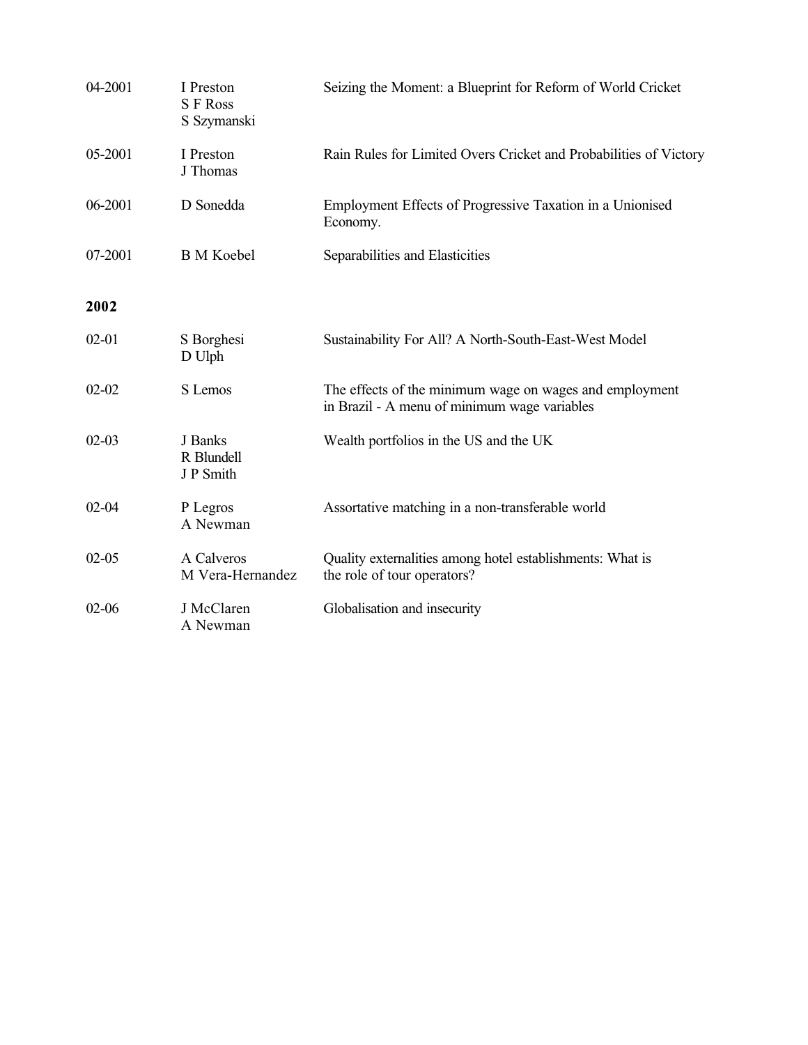| | | |
|---|---|---|
| 04-2001 | I Preston<br>S F Ross<br>S Szymanski | Seizing the Moment: a Blueprint for Reform of World Cricket |
| 05-2001 | I Preston<br>J Thomas | Rain Rules for Limited Overs Cricket and Probabilities of Victory |
| 06-2001 | D Sonedda | Employment Effects of Progressive Taxation in a Unionised Economy. |
| 07-2001 | B M Koebel | Separabilities and Elasticities |

**2002**

| | | |
|---|---|---|
| 02-01 | S Borghesi<br>D Ulph | Sustainability For All? A North-South-East-West Model |
| 02-02 | S Lemos | The effects of the minimum wage on wages and employment in Brazil - A menu of minimum wage variables |
| 02-03 | J Banks<br>R Blundell<br>J P Smith | Wealth portfolios in the US and the UK |
| 02-04 | P Legros<br>A Newman | Assortative matching in a non-transferable world |
| 02-05 | A Calveros<br>M Vera-Hernandez | Quality externalities among hotel establishments: What is the role of tour operators? |
| 02-06 | J McClaren<br>A Newman | Globalisation and insecurity |